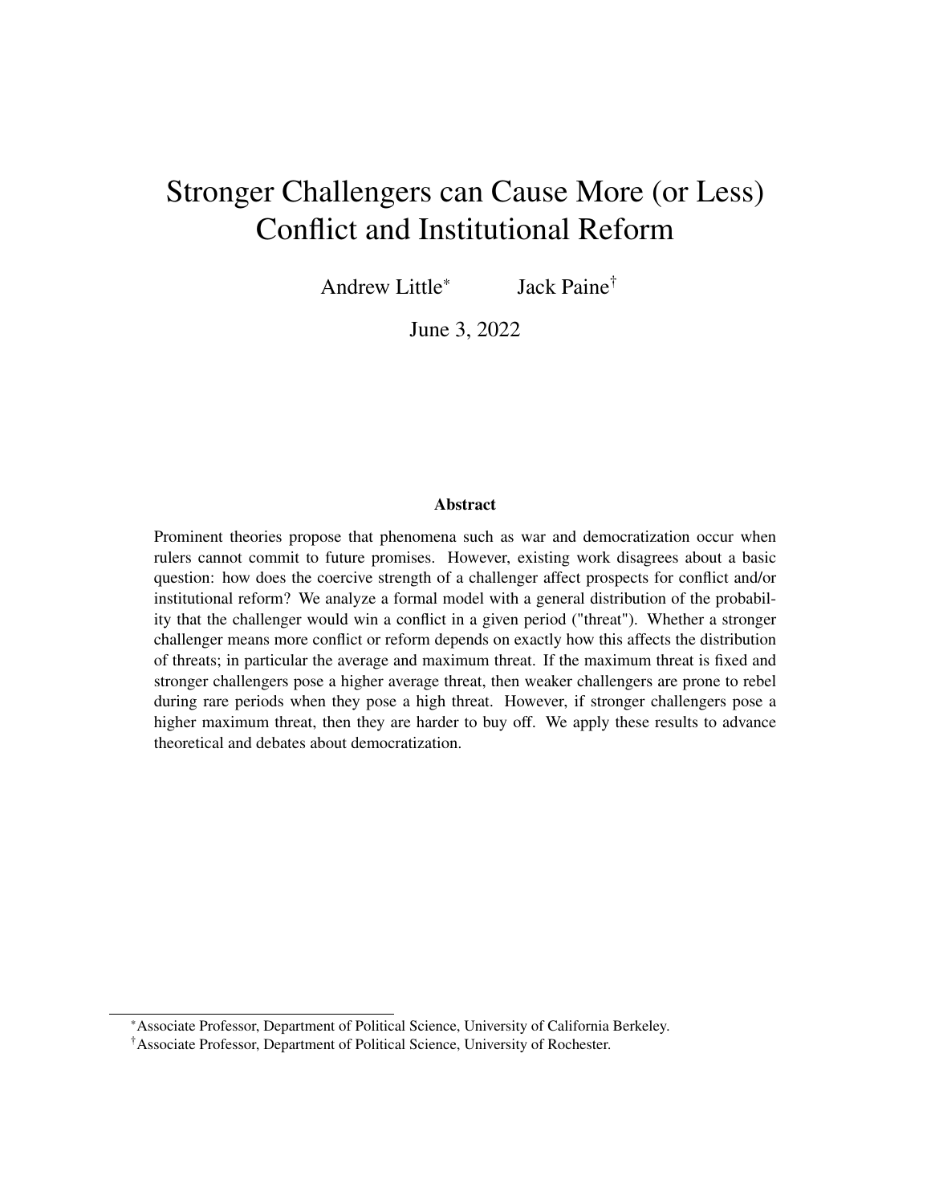# Stronger Challengers can Cause More (or Less) Conflict and Institutional Reform

Andrew Little[*] Jack Paine[†]

June 3, 2022

## Abstract

Prominent theories propose that phenomena such as war and democratization occur when rulers cannot commit to future promises. However, existing work disagrees about a basic question: how does the coercive strength of a challenger affect prospects for conflict and/or institutional reform? We analyze a formal model with a general distribution of the probability that the challenger would win a conflict in a given period ("threat"). Whether a stronger challenger means more conflict or reform depends on exactly how this affects the distribution of threats; in particular the average and maximum threat. If the maximum threat is fixed and stronger challengers pose a higher average threat, then weaker challengers are prone to rebel during rare periods when they pose a high threat. However, if stronger challengers pose a higher maximum threat, then they are harder to buy off. We apply these results to advance theoretical and debates about democratization.

---

[*] Associate Professor, Department of Political Science, University of California Berkeley.

[†] Associate Professor, Department of Political Science, University of Rochester.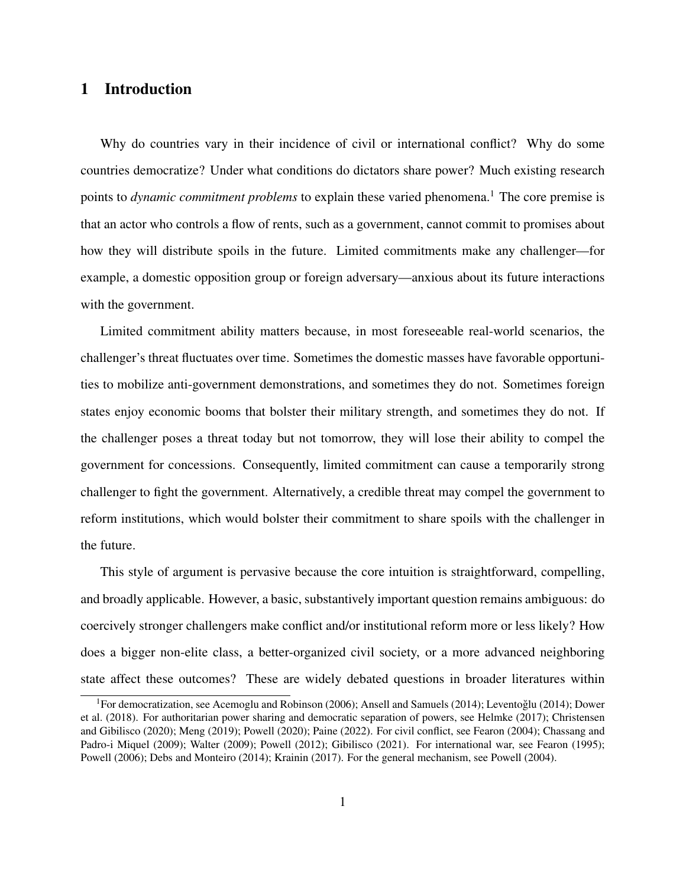# 1 Introduction

Why do countries vary in their incidence of civil or international conflict? Why do some countries democratize? Under what conditions do dictators share power? Much existing research points to *dynamic commitment problems* to explain these varied phenomena.[1] The core premise is that an actor who controls a flow of rents, such as a government, cannot commit to promises about how they will distribute spoils in the future. Limited commitments make any challenger—for example, a domestic opposition group or foreign adversary—anxious about its future interactions with the government.

Limited commitment ability matters because, in most foreseeable real-world scenarios, the challenger's threat fluctuates over time. Sometimes the domestic masses have favorable opportunities to mobilize anti-government demonstrations, and sometimes they do not. Sometimes foreign states enjoy economic booms that bolster their military strength, and sometimes they do not. If the challenger poses a threat today but not tomorrow, they will lose their ability to compel the government for concessions. Consequently, limited commitment can cause a temporarily strong challenger to fight the government. Alternatively, a credible threat may compel the government to reform institutions, which would bolster their commitment to share spoils with the challenger in the future.

This style of argument is pervasive because the core intuition is straightforward, compelling, and broadly applicable. However, a basic, substantively important question remains ambiguous: do coercively stronger challengers make conflict and/or institutional reform more or less likely? How does a bigger non-elite class, a better-organized civil society, or a more advanced neighboring state affect these outcomes? These are widely debated questions in broader literatures within

[1] For democratization, see Acemoglu and Robinson (2006); Ansell and Samuels (2014); Leventoğlu (2014); Dower et al. (2018). For authoritarian power sharing and democratic separation of powers, see Helmke (2017); Christensen and Gibilisco (2020); Meng (2019); Powell (2020); Paine (2022). For civil conflict, see Fearon (2004); Chassang and Padro-i Miquel (2009); Walter (2009); Powell (2012); Gibilisco (2021). For international war, see Fearon (1995); Powell (2006); Debs and Monteiro (2014); Krainin (2017). For the general mechanism, see Powell (2004).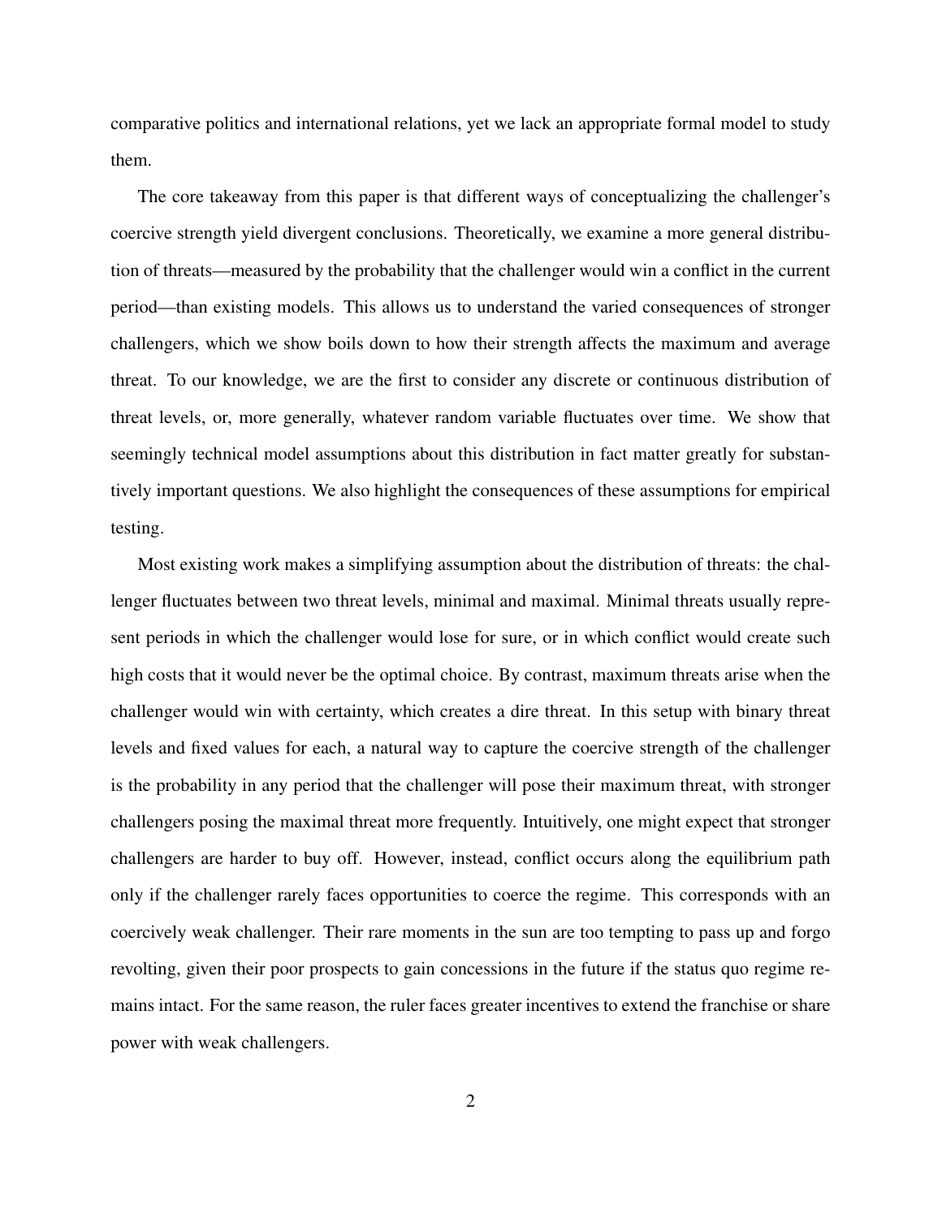comparative politics and international relations, yet we lack an appropriate formal model to study them.

The core takeaway from this paper is that different ways of conceptualizing the challenger's coercive strength yield divergent conclusions. Theoretically, we examine a more general distribution of threats—measured by the probability that the challenger would win a conflict in the current period—than existing models. This allows us to understand the varied consequences of stronger challengers, which we show boils down to how their strength affects the maximum and average threat. To our knowledge, we are the first to consider any discrete or continuous distribution of threat levels, or, more generally, whatever random variable fluctuates over time. We show that seemingly technical model assumptions about this distribution in fact matter greatly for substantively important questions. We also highlight the consequences of these assumptions for empirical testing.

Most existing work makes a simplifying assumption about the distribution of threats: the challenger fluctuates between two threat levels, minimal and maximal. Minimal threats usually represent periods in which the challenger would lose for sure, or in which conflict would create such high costs that it would never be the optimal choice. By contrast, maximum threats arise when the challenger would win with certainty, which creates a dire threat. In this setup with binary threat levels and fixed values for each, a natural way to capture the coercive strength of the challenger is the probability in any period that the challenger will pose their maximum threat, with stronger challengers posing the maximal threat more frequently. Intuitively, one might expect that stronger challengers are harder to buy off. However, instead, conflict occurs along the equilibrium path only if the challenger rarely faces opportunities to coerce the regime. This corresponds with an coercively weak challenger. Their rare moments in the sun are too tempting to pass up and forgo revolting, given their poor prospects to gain concessions in the future if the status quo regime remains intact. For the same reason, the ruler faces greater incentives to extend the franchise or share power with weak challengers.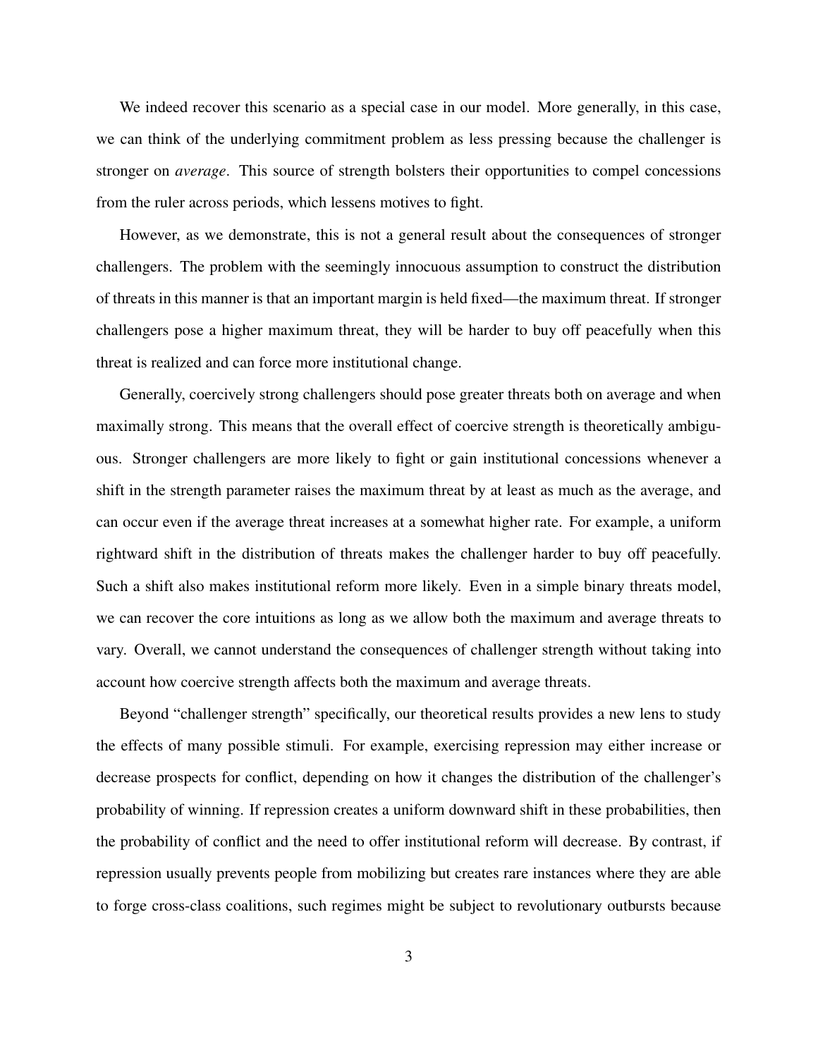We indeed recover this scenario as a special case in our model. More generally, in this case, we can think of the underlying commitment problem as less pressing because the challenger is stronger on *average*. This source of strength bolsters their opportunities to compel concessions from the ruler across periods, which lessens motives to fight.

However, as we demonstrate, this is not a general result about the consequences of stronger challengers. The problem with the seemingly innocuous assumption to construct the distribution of threats in this manner is that an important margin is held fixed—the maximum threat. If stronger challengers pose a higher maximum threat, they will be harder to buy off peacefully when this threat is realized and can force more institutional change.

Generally, coercively strong challengers should pose greater threats both on average and when maximally strong. This means that the overall effect of coercive strength is theoretically ambiguous. Stronger challengers are more likely to fight or gain institutional concessions whenever a shift in the strength parameter raises the maximum threat by at least as much as the average, and can occur even if the average threat increases at a somewhat higher rate. For example, a uniform rightward shift in the distribution of threats makes the challenger harder to buy off peacefully. Such a shift also makes institutional reform more likely. Even in a simple binary threats model, we can recover the core intuitions as long as we allow both the maximum and average threats to vary. Overall, we cannot understand the consequences of challenger strength without taking into account how coercive strength affects both the maximum and average threats.

Beyond "challenger strength" specifically, our theoretical results provides a new lens to study the effects of many possible stimuli. For example, exercising repression may either increase or decrease prospects for conflict, depending on how it changes the distribution of the challenger's probability of winning. If repression creates a uniform downward shift in these probabilities, then the probability of conflict and the need to offer institutional reform will decrease. By contrast, if repression usually prevents people from mobilizing but creates rare instances where they are able to forge cross-class coalitions, such regimes might be subject to revolutionary outbursts because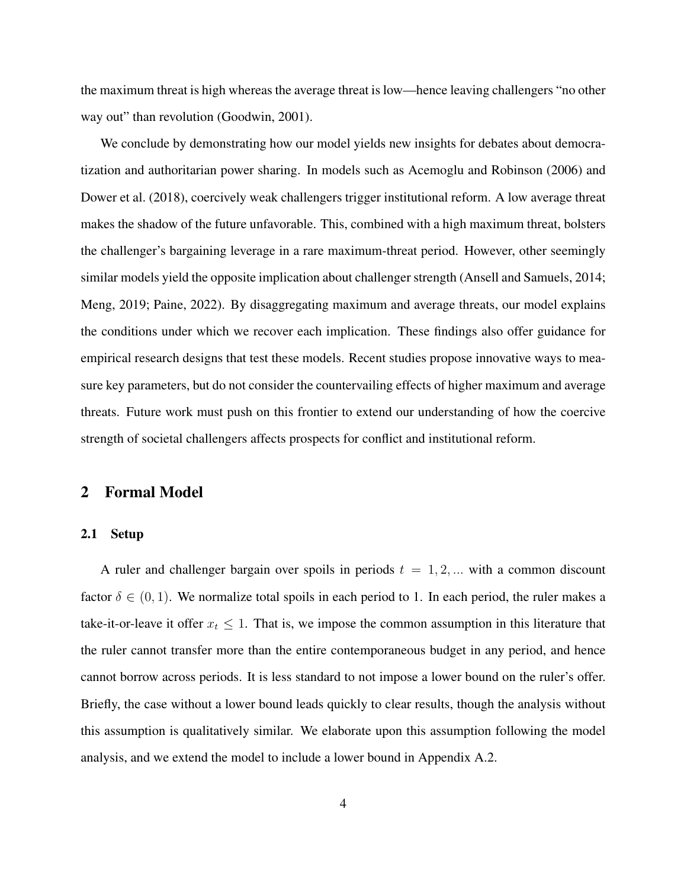the maximum threat is high whereas the average threat is low—hence leaving challengers "no other way out" than revolution (Goodwin, 2001).

We conclude by demonstrating how our model yields new insights for debates about democratization and authoritarian power sharing. In models such as Acemoglu and Robinson (2006) and Dower et al. (2018), coercively weak challengers trigger institutional reform. A low average threat makes the shadow of the future unfavorable. This, combined with a high maximum threat, bolsters the challenger's bargaining leverage in a rare maximum-threat period. However, other seemingly similar models yield the opposite implication about challenger strength (Ansell and Samuels, 2014; Meng, 2019; Paine, 2022). By disaggregating maximum and average threats, our model explains the conditions under which we recover each implication. These findings also offer guidance for empirical research designs that test these models. Recent studies propose innovative ways to measure key parameters, but do not consider the countervailing effects of higher maximum and average threats. Future work must push on this frontier to extend our understanding of how the coercive strength of societal challengers affects prospects for conflict and institutional reform.

## 2 Formal Model

### 2.1 Setup

A ruler and challenger bargain over spoils in periods $t = 1, 2, ...$ with a common discount factor $\delta \in (0, 1)$. We normalize total spoils in each period to 1. In each period, the ruler makes a take-it-or-leave it offer $x_t \leq 1$. That is, we impose the common assumption in this literature that the ruler cannot transfer more than the entire contemporaneous budget in any period, and hence cannot borrow across periods. It is less standard to not impose a lower bound on the ruler's offer. Briefly, the case without a lower bound leads quickly to clear results, though the analysis without this assumption is qualitatively similar. We elaborate upon this assumption following the model analysis, and we extend the model to include a lower bound in Appendix A.2.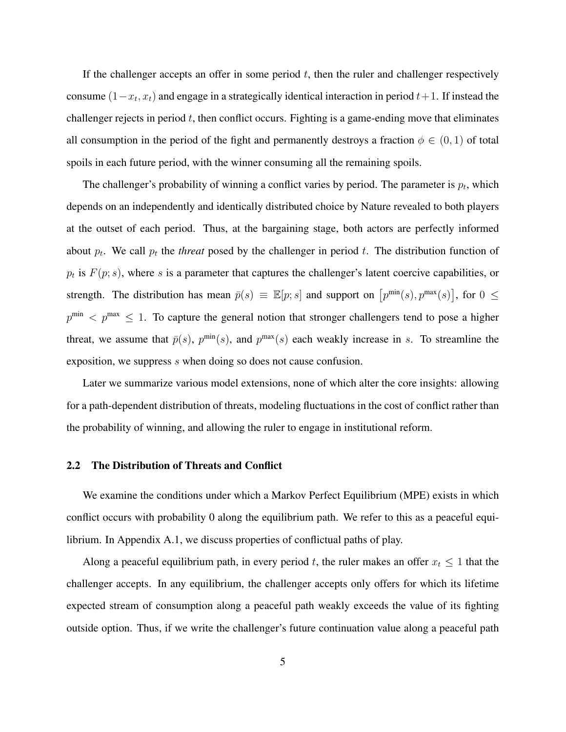If the challenger accepts an offer in some period $t$, then the ruler and challenger respectively consume $(1-x_t, x_t)$ and engage in a strategically identical interaction in period $t+1$. If instead the challenger rejects in period $t$, then conflict occurs. Fighting is a game-ending move that eliminates all consumption in the period of the fight and permanently destroys a fraction $\phi \in (0,1)$ of total spoils in each future period, with the winner consuming all the remaining spoils.

The challenger's probability of winning a conflict varies by period. The parameter is $p_t$, which depends on an independently and identically distributed choice by Nature revealed to both players at the outset of each period. Thus, at the bargaining stage, both actors are perfectly informed about $p_t$. We call $p_t$ the *threat* posed by the challenger in period $t$. The distribution function of $p_t$ is $F(p; s)$, where $s$ is a parameter that captures the challenger's latent coercive capabilities, or strength. The distribution has mean $\bar{p}(s) \equiv \mathbb{E}[p; s]$ and support on $\left[p^{\min}(s), p^{\max}(s)\right]$, for $0 \leq p^{\min} < p^{\max} \leq 1$. To capture the general notion that stronger challengers tend to pose a higher threat, we assume that $\bar{p}(s)$, $p^{\min}(s)$, and $p^{\max}(s)$ each weakly increase in $s$. To streamline the exposition, we suppress $s$ when doing so does not cause confusion.

Later we summarize various model extensions, none of which alter the core insights: allowing for a path-dependent distribution of threats, modeling fluctuations in the cost of conflict rather than the probability of winning, and allowing the ruler to engage in institutional reform.

### 2.2 The Distribution of Threats and Conflict

We examine the conditions under which a Markov Perfect Equilibrium (MPE) exists in which conflict occurs with probability 0 along the equilibrium path. We refer to this as a peaceful equilibrium. In Appendix A.1, we discuss properties of conflictual paths of play.

Along a peaceful equilibrium path, in every period $t$, the ruler makes an offer $x_t \leq 1$ that the challenger accepts. In any equilibrium, the challenger accepts only offers for which its lifetime expected stream of consumption along a peaceful path weakly exceeds the value of its fighting outside option. Thus, if we write the challenger's future continuation value along a peaceful path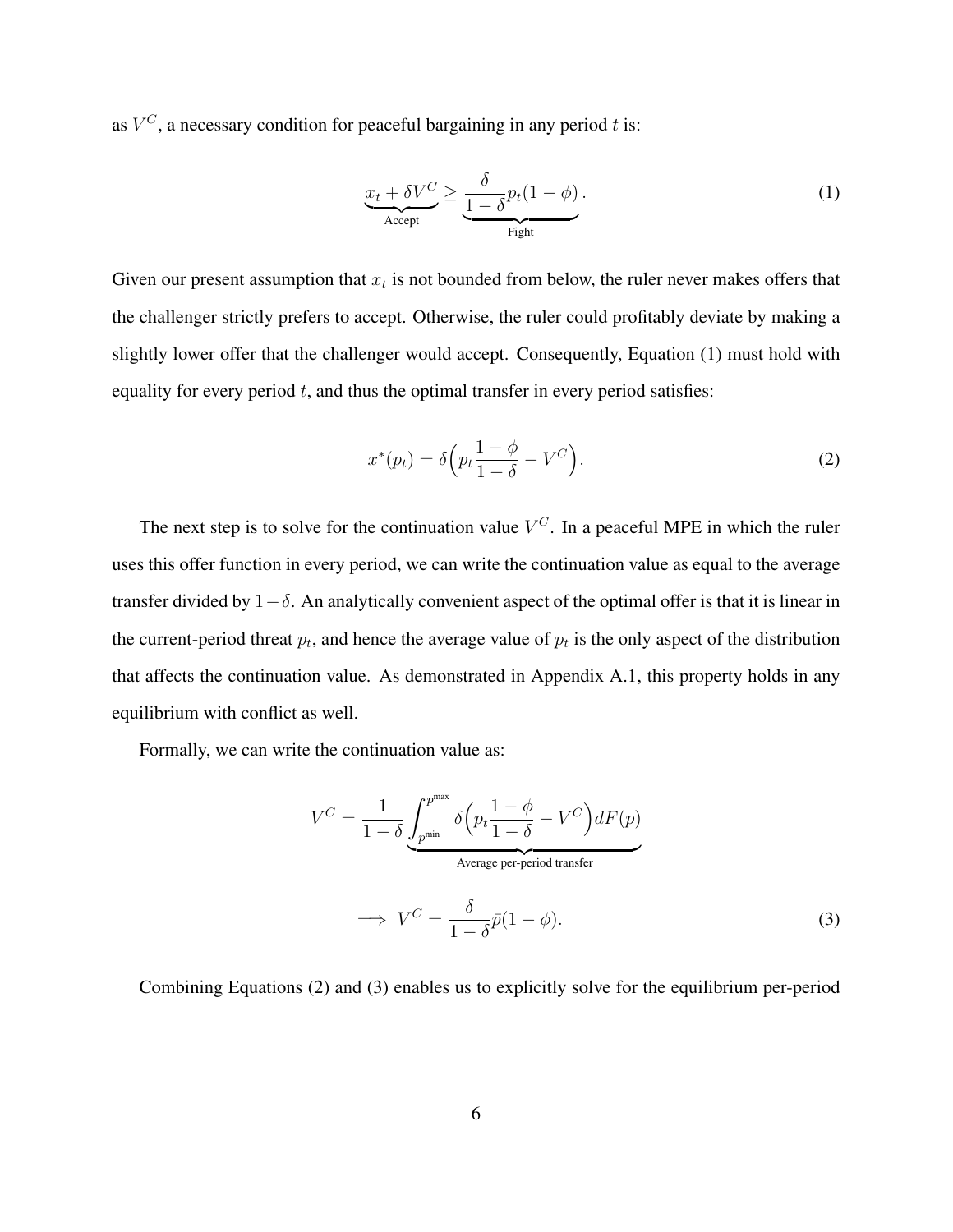as $V^C$, a necessary condition for peaceful bargaining in any period $t$ is:

$$\underbrace{x_t + \delta V^C}_{\text{Accept}} \geq \underbrace{\frac{\delta}{1-\delta} p_t (1-\phi)}_{\text{Fight}}. \tag{1}$$

Given our present assumption that $x_t$ is not bounded from below, the ruler never makes offers that the challenger strictly prefers to accept. Otherwise, the ruler could profitably deviate by making a slightly lower offer that the challenger would accept. Consequently, Equation (1) must hold with equality for every period $t$, and thus the optimal transfer in every period satisfies:

$$x^*(p_t) = \delta \Big( p_t \frac{1-\phi}{1-\delta} - V^C \Big). \tag{2}$$

The next step is to solve for the continuation value $V^C$. In a peaceful MPE in which the ruler uses this offer function in every period, we can write the continuation value as equal to the average transfer divided by $1-\delta$. An analytically convenient aspect of the optimal offer is that it is linear in the current-period threat $p_t$, and hence the average value of $p_t$ is the only aspect of the distribution that affects the continuation value. As demonstrated in Appendix A.1, this property holds in any equilibrium with conflict as well.

Formally, we can write the continuation value as:

$$V^C = \frac{1}{1-\delta} \underbrace{\int_{p^{\min}}^{p^{\max}} \delta \Big( p_t \frac{1-\phi}{1-\delta} - V^C \Big) dF(p)}_{\text{Average per-period transfer}}$$

$$\implies V^C = \frac{\delta}{1-\delta} \bar{p} (1-\phi). \tag{3}$$

Combining Equations (2) and (3) enables us to explicitly solve for the equilibrium per-period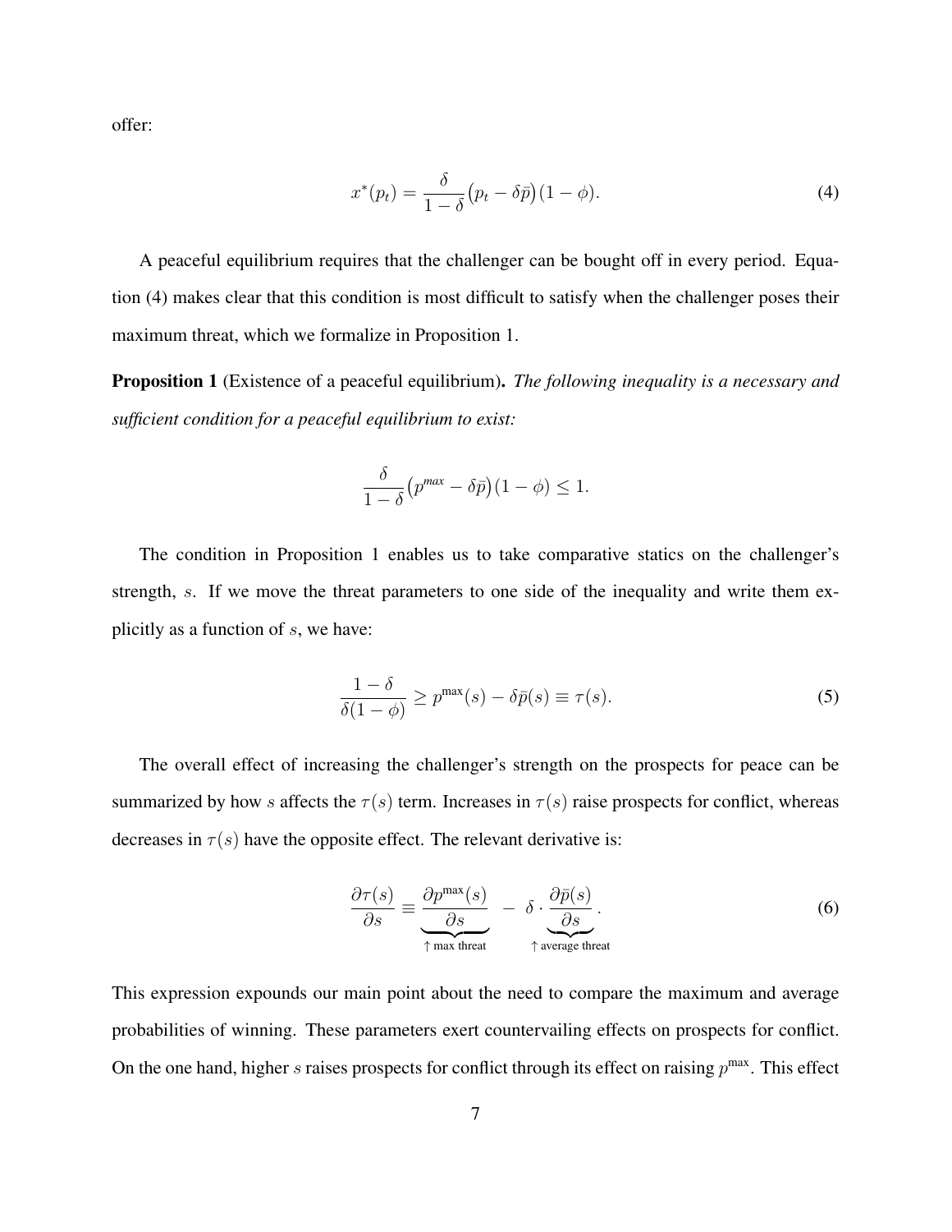offer:

$$x^*(p_t) = \frac{\delta}{1-\delta}\big(p_t - \delta\bar{p}\big)(1-\phi). \tag{4}$$

A peaceful equilibrium requires that the challenger can be bought off in every period. Equation (4) makes clear that this condition is most difficult to satisfy when the challenger poses their maximum threat, which we formalize in Proposition 1.

**Proposition 1** (Existence of a peaceful equilibrium)**.** *The following inequality is a necessary and sufficient condition for a peaceful equilibrium to exist:*

$$\frac{\delta}{1-\delta}\big(p^{max} - \delta\bar{p}\big)(1-\phi) \leq 1.$$

The condition in Proposition 1 enables us to take comparative statics on the challenger's strength, $s$. If we move the threat parameters to one side of the inequality and write them explicitly as a function of $s$, we have:

$$\frac{1-\delta}{\delta(1-\phi)} \geq p^{\max}(s) - \delta\bar{p}(s) \equiv \tau(s). \tag{5}$$

The overall effect of increasing the challenger's strength on the prospects for peace can be summarized by how $s$ affects the $\tau(s)$ term. Increases in $\tau(s)$ raise prospects for conflict, whereas decreases in $\tau(s)$ have the opposite effect. The relevant derivative is:

$$\frac{\partial\tau(s)}{\partial s} \equiv \underbrace{\frac{\partial p^{\max}(s)}{\partial s}}_{\uparrow \text{ max threat}} - \delta\cdot\underbrace{\frac{\partial\bar{p}(s)}{\partial s}}_{\uparrow \text{ average threat}}. \tag{6}$$

This expression expounds our main point about the need to compare the maximum and average probabilities of winning. These parameters exert countervailing effects on prospects for conflict. On the one hand, higher $s$ raises prospects for conflict through its effect on raising $p^{\max}$. This effect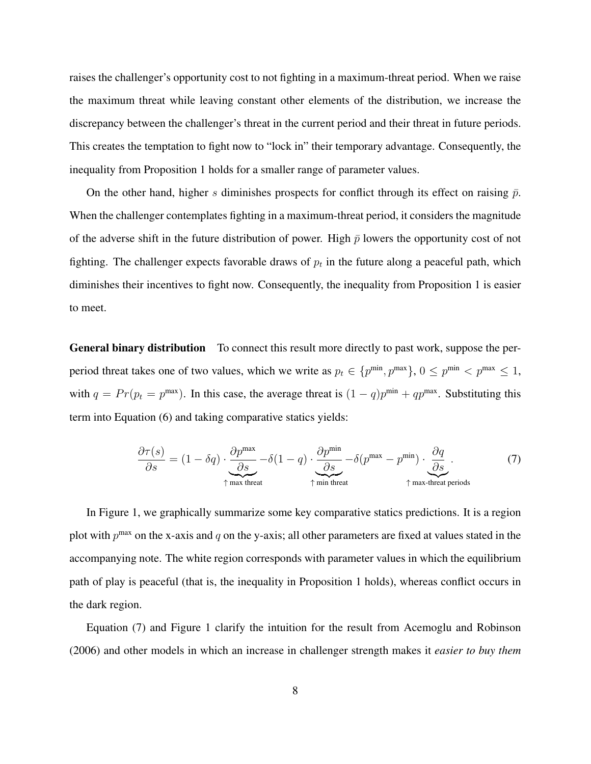raises the challenger's opportunity cost to not fighting in a maximum-threat period. When we raise the maximum threat while leaving constant other elements of the distribution, we increase the discrepancy between the challenger's threat in the current period and their threat in future periods. This creates the temptation to fight now to "lock in" their temporary advantage. Consequently, the inequality from Proposition 1 holds for a smaller range of parameter values.

On the other hand, higher $s$ diminishes prospects for conflict through its effect on raising $\bar{p}$. When the challenger contemplates fighting in a maximum-threat period, it considers the magnitude of the adverse shift in the future distribution of power. High $\bar{p}$ lowers the opportunity cost of not fighting. The challenger expects favorable draws of $p_t$ in the future along a peaceful path, which diminishes their incentives to fight now. Consequently, the inequality from Proposition 1 is easier to meet.

**General binary distribution** To connect this result more directly to past work, suppose the per-period threat takes one of two values, which we write as $p_t \in \{p^{\text{min}}, p^{\text{max}}\}$, $0 \leq p^{\text{min}} < p^{\text{max}} \leq 1$, with $q = Pr(p_t = p^{\text{max}})$. In this case, the average threat is $(1-q)p^{\text{min}} + qp^{\text{max}}$. Substituting this term into Equation (6) and taking comparative statics yields:

$$\frac{\partial \tau(s)}{\partial s} = (1 - \delta q) \cdot \underbrace{\frac{\partial p^{\text{max}}}{\partial s}}_{\uparrow \text{ max threat}} - \delta(1-q) \cdot \underbrace{\frac{\partial p^{\text{min}}}{\partial s}}_{\uparrow \text{ min threat}} - \delta(p^{\text{max}} - p^{\text{min}}) \cdot \underbrace{\frac{\partial q}{\partial s}}_{\uparrow \text{ max-threat periods}}. \tag{7}$$

In Figure 1, we graphically summarize some key comparative statics predictions. It is a region plot with $p^{\text{max}}$ on the x-axis and $q$ on the y-axis; all other parameters are fixed at values stated in the accompanying note. The white region corresponds with parameter values in which the equilibrium path of play is peaceful (that is, the inequality in Proposition 1 holds), whereas conflict occurs in the dark region.

Equation (7) and Figure 1 clarify the intuition for the result from Acemoglu and Robinson (2006) and other models in which an increase in challenger strength makes it *easier to buy them*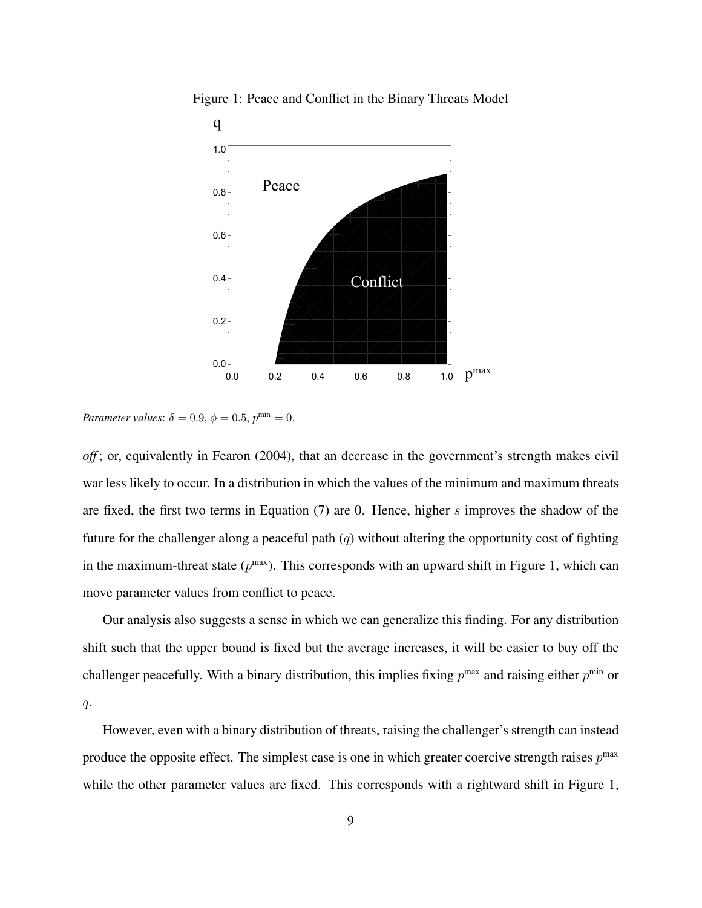Figure 1: Peace and Conflict in the Binary Threats Model

*Parameter values*: $\delta = 0.9$, $\phi = 0.5$, $p^{\min} = 0$.

*off*; or, equivalently in Fearon (2004), that an decrease in the government's strength makes civil war less likely to occur. In a distribution in which the values of the minimum and maximum threats are fixed, the first two terms in Equation (7) are 0. Hence, higher $s$ improves the shadow of the future for the challenger along a peaceful path ($q$) without altering the opportunity cost of fighting in the maximum-threat state ($p^{\max}$). This corresponds with an upward shift in Figure 1, which can move parameter values from conflict to peace.

Our analysis also suggests a sense in which we can generalize this finding. For any distribution shift such that the upper bound is fixed but the average increases, it will be easier to buy off the challenger peacefully. With a binary distribution, this implies fixing $p^{\max}$ and raising either $p^{\min}$ or $q$.

However, even with a binary distribution of threats, raising the challenger's strength can instead produce the opposite effect. The simplest case is one in which greater coercive strength raises $p^{\max}$ while the other parameter values are fixed. This corresponds with a rightward shift in Figure 1,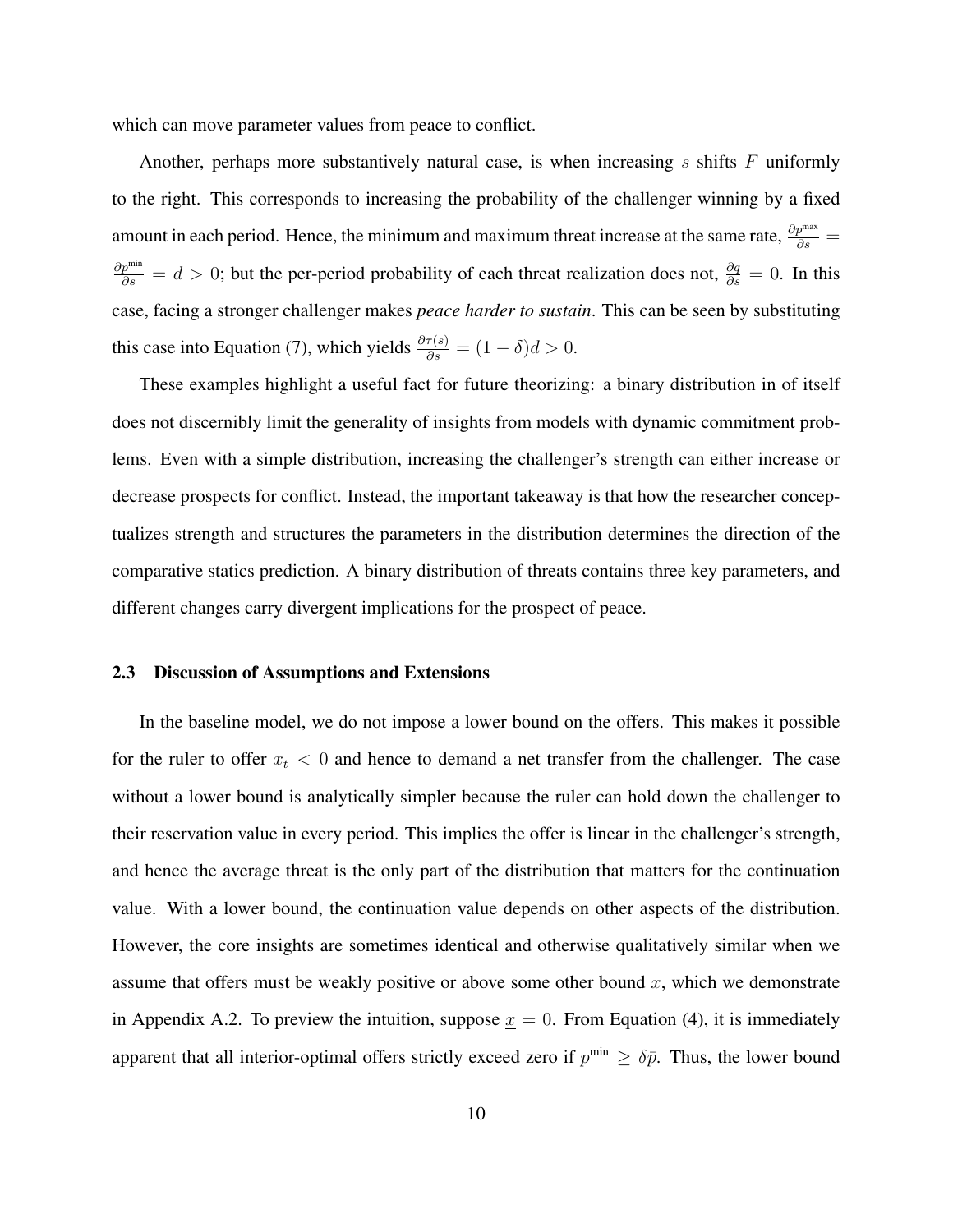which can move parameter values from peace to conflict.

Another, perhaps more substantively natural case, is when increasing $s$ shifts $F$ uniformly to the right. This corresponds to increasing the probability of the challenger winning by a fixed amount in each period. Hence, the minimum and maximum threat increase at the same rate, $\frac{\partial p^{\max}}{\partial s} = \frac{\partial p^{\min}}{\partial s} = d > 0$; but the per-period probability of each threat realization does not, $\frac{\partial q}{\partial s} = 0$. In this case, facing a stronger challenger makes *peace harder to sustain*. This can be seen by substituting this case into Equation (7), which yields $\frac{\partial \tau(s)}{\partial s} = (1 - \delta)d > 0$.

These examples highlight a useful fact for future theorizing: a binary distribution in of itself does not discernibly limit the generality of insights from models with dynamic commitment problems. Even with a simple distribution, increasing the challenger's strength can either increase or decrease prospects for conflict. Instead, the important takeaway is that how the researcher conceptualizes strength and structures the parameters in the distribution determines the direction of the comparative statics prediction. A binary distribution of threats contains three key parameters, and different changes carry divergent implications for the prospect of peace.

### 2.3 Discussion of Assumptions and Extensions

In the baseline model, we do not impose a lower bound on the offers. This makes it possible for the ruler to offer $x_t < 0$ and hence to demand a net transfer from the challenger. The case without a lower bound is analytically simpler because the ruler can hold down the challenger to their reservation value in every period. This implies the offer is linear in the challenger's strength, and hence the average threat is the only part of the distribution that matters for the continuation value. With a lower bound, the continuation value depends on other aspects of the distribution. However, the core insights are sometimes identical and otherwise qualitatively similar when we assume that offers must be weakly positive or above some other bound $\underline{x}$, which we demonstrate in Appendix A.2. To preview the intuition, suppose $\underline{x} = 0$. From Equation (4), it is immediately apparent that all interior-optimal offers strictly exceed zero if $p^{\min} \geq \delta \bar{p}$. Thus, the lower bound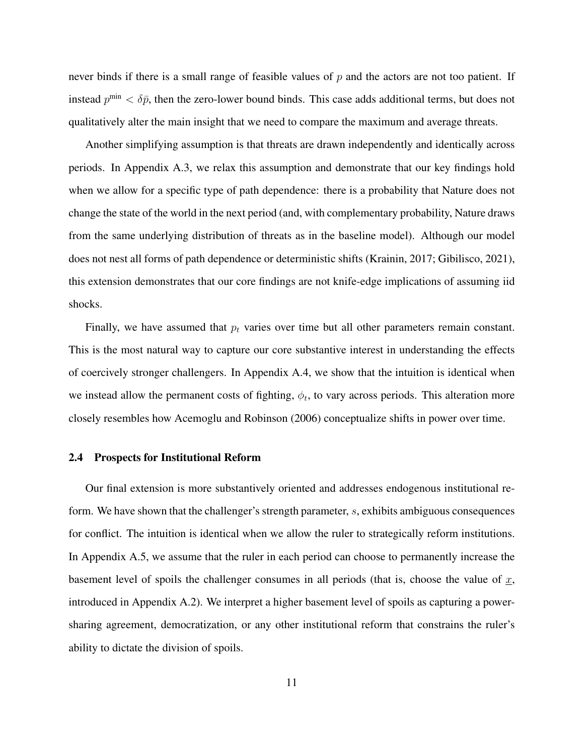never binds if there is a small range of feasible values of $p$ and the actors are not too patient. If instead $p^{\min} < \delta\bar{p}$, then the zero-lower bound binds. This case adds additional terms, but does not qualitatively alter the main insight that we need to compare the maximum and average threats.

Another simplifying assumption is that threats are drawn independently and identically across periods. In Appendix A.3, we relax this assumption and demonstrate that our key findings hold when we allow for a specific type of path dependence: there is a probability that Nature does not change the state of the world in the next period (and, with complementary probability, Nature draws from the same underlying distribution of threats as in the baseline model). Although our model does not nest all forms of path dependence or deterministic shifts (Krainin, 2017; Gibilisco, 2021), this extension demonstrates that our core findings are not knife-edge implications of assuming iid shocks.

Finally, we have assumed that $p_t$ varies over time but all other parameters remain constant. This is the most natural way to capture our core substantive interest in understanding the effects of coercively stronger challengers. In Appendix A.4, we show that the intuition is identical when we instead allow the permanent costs of fighting, $\phi_t$, to vary across periods. This alteration more closely resembles how Acemoglu and Robinson (2006) conceptualize shifts in power over time.

### 2.4 Prospects for Institutional Reform

Our final extension is more substantively oriented and addresses endogenous institutional reform. We have shown that the challenger's strength parameter, $s$, exhibits ambiguous consequences for conflict. The intuition is identical when we allow the ruler to strategically reform institutions. In Appendix A.5, we assume that the ruler in each period can choose to permanently increase the basement level of spoils the challenger consumes in all periods (that is, choose the value of $\underline{x}$, introduced in Appendix A.2). We interpret a higher basement level of spoils as capturing a power-sharing agreement, democratization, or any other institutional reform that constrains the ruler's ability to dictate the division of spoils.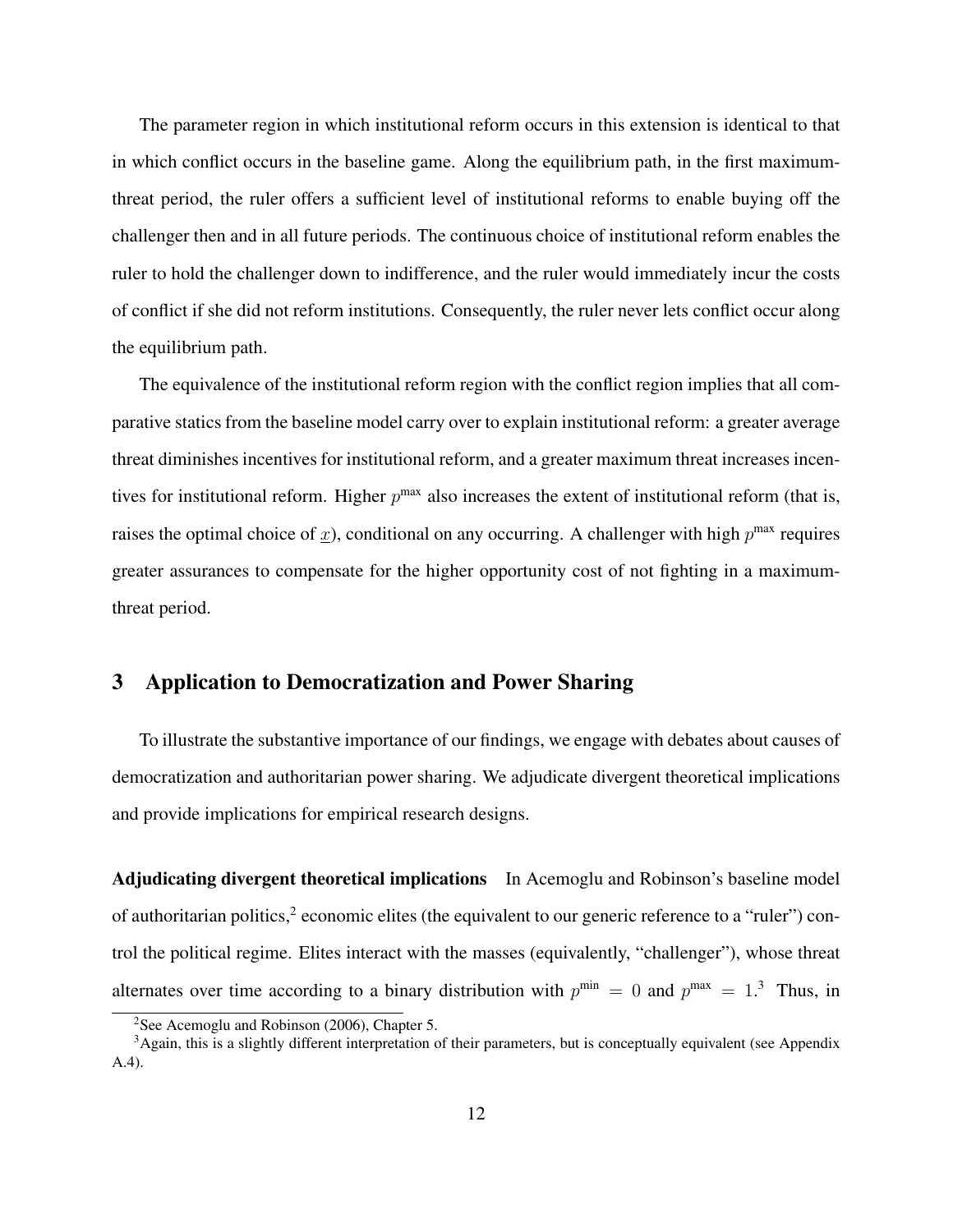The parameter region in which institutional reform occurs in this extension is identical to that in which conflict occurs in the baseline game. Along the equilibrium path, in the first maximum-threat period, the ruler offers a sufficient level of institutional reforms to enable buying off the challenger then and in all future periods. The continuous choice of institutional reform enables the ruler to hold the challenger down to indifference, and the ruler would immediately incur the costs of conflict if she did not reform institutions. Consequently, the ruler never lets conflict occur along the equilibrium path.

The equivalence of the institutional reform region with the conflict region implies that all comparative statics from the baseline model carry over to explain institutional reform: a greater average threat diminishes incentives for institutional reform, and a greater maximum threat increases incentives for institutional reform. Higher $p^{\text{max}}$ also increases the extent of institutional reform (that is, raises the optimal choice of $\underline{x}$), conditional on any occurring. A challenger with high $p^{\text{max}}$ requires greater assurances to compensate for the higher opportunity cost of not fighting in a maximum-threat period.

## 3 Application to Democratization and Power Sharing

To illustrate the substantive importance of our findings, we engage with debates about causes of democratization and authoritarian power sharing. We adjudicate divergent theoretical implications and provide implications for empirical research designs.

**Adjudicating divergent theoretical implications** In Acemoglu and Robinson's baseline model of authoritarian politics,[2] economic elites (the equivalent to our generic reference to a "ruler") control the political regime. Elites interact with the masses (equivalently, "challenger"), whose threat alternates over time according to a binary distribution with $p^{\text{min}} = 0$ and $p^{\text{max}} = 1$.[3] Thus, in

[2] See Acemoglu and Robinson (2006), Chapter 5.

[3] Again, this is a slightly different interpretation of their parameters, but is conceptually equivalent (see Appendix A.4).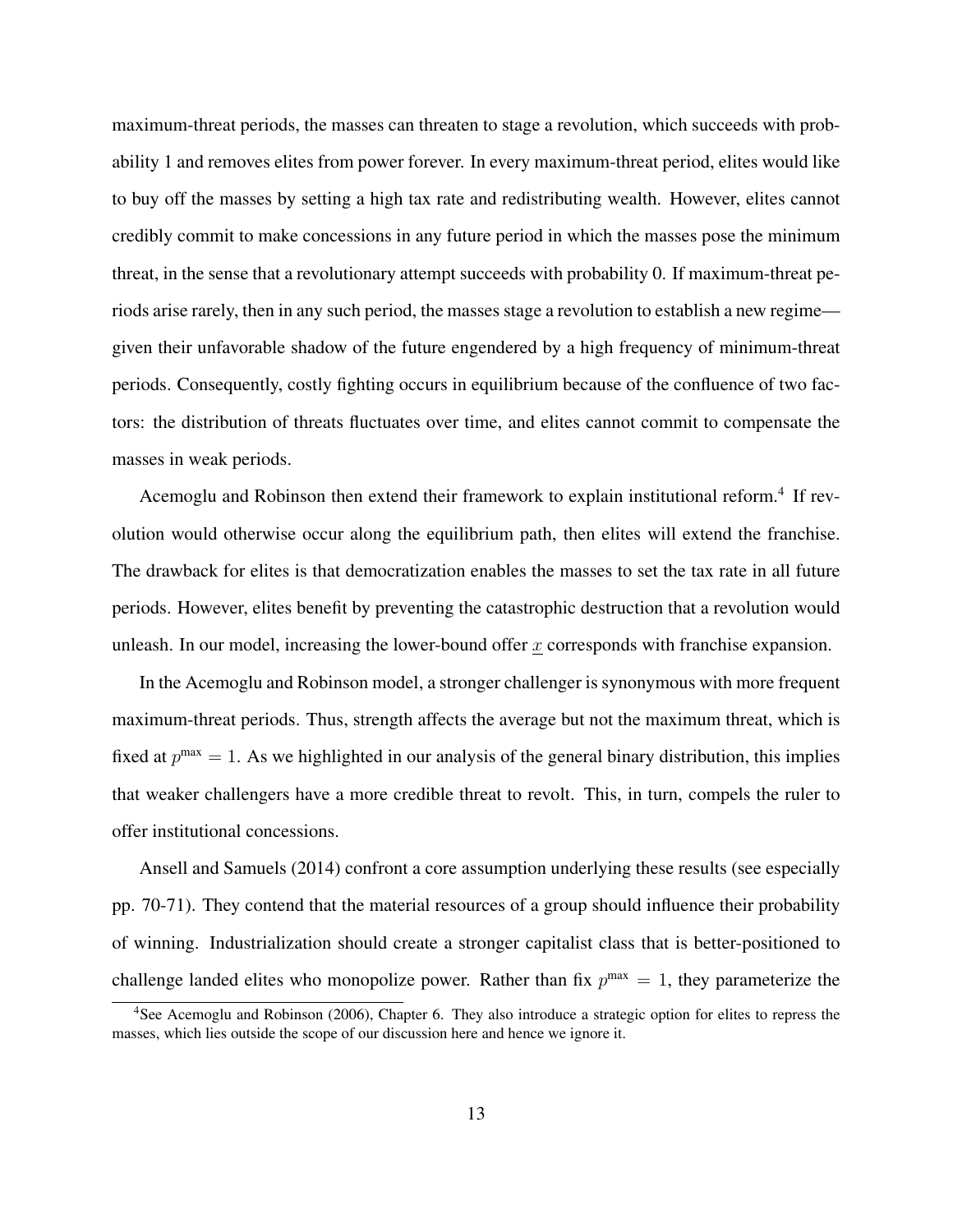maximum-threat periods, the masses can threaten to stage a revolution, which succeeds with probability 1 and removes elites from power forever. In every maximum-threat period, elites would like to buy off the masses by setting a high tax rate and redistributing wealth. However, elites cannot credibly commit to make concessions in any future period in which the masses pose the minimum threat, in the sense that a revolutionary attempt succeeds with probability 0. If maximum-threat periods arise rarely, then in any such period, the masses stage a revolution to establish a new regime—given their unfavorable shadow of the future engendered by a high frequency of minimum-threat periods. Consequently, costly fighting occurs in equilibrium because of the confluence of two factors: the distribution of threats fluctuates over time, and elites cannot commit to compensate the masses in weak periods.

Acemoglu and Robinson then extend their framework to explain institutional reform.[4] If revolution would otherwise occur along the equilibrium path, then elites will extend the franchise. The drawback for elites is that democratization enables the masses to set the tax rate in all future periods. However, elites benefit by preventing the catastrophic destruction that a revolution would unleash. In our model, increasing the lower-bound offer $\underline{x}$ corresponds with franchise expansion.

In the Acemoglu and Robinson model, a stronger challenger is synonymous with more frequent maximum-threat periods. Thus, strength affects the average but not the maximum threat, which is fixed at $p^{\max} = 1$. As we highlighted in our analysis of the general binary distribution, this implies that weaker challengers have a more credible threat to revolt. This, in turn, compels the ruler to offer institutional concessions.

Ansell and Samuels (2014) confront a core assumption underlying these results (see especially pp. 70-71). They contend that the material resources of a group should influence their probability of winning. Industrialization should create a stronger capitalist class that is better-positioned to challenge landed elites who monopolize power. Rather than fix $p^{\max} = 1$, they parameterize the

[4] See Acemoglu and Robinson (2006), Chapter 6. They also introduce a strategic option for elites to repress the masses, which lies outside the scope of our discussion here and hence we ignore it.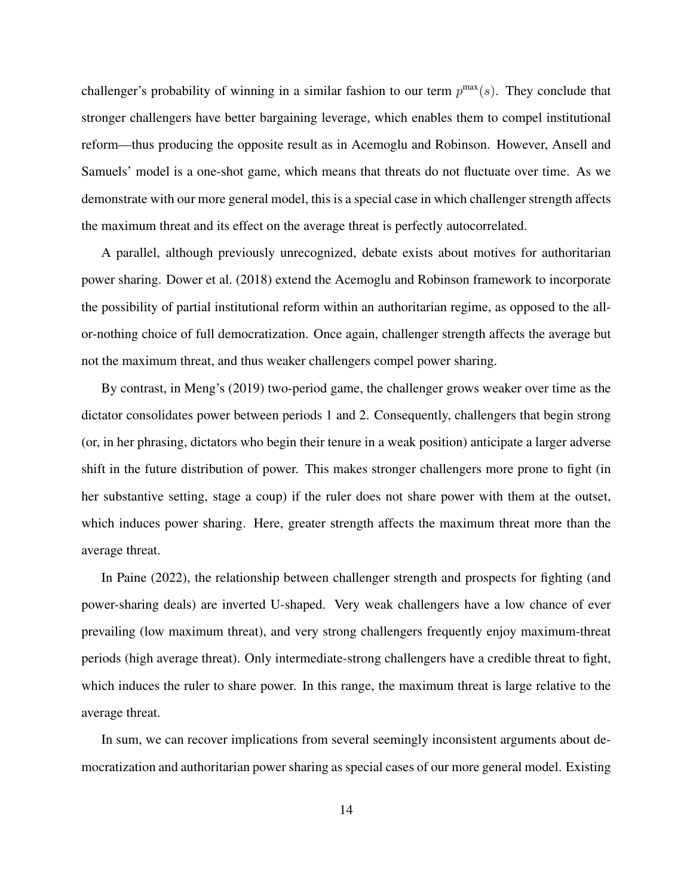challenger's probability of winning in a similar fashion to our term $p^{\max}(s)$. They conclude that stronger challengers have better bargaining leverage, which enables them to compel institutional reform—thus producing the opposite result as in Acemoglu and Robinson. However, Ansell and Samuels' model is a one-shot game, which means that threats do not fluctuate over time. As we demonstrate with our more general model, this is a special case in which challenger strength affects the maximum threat and its effect on the average threat is perfectly autocorrelated.

A parallel, although previously unrecognized, debate exists about motives for authoritarian power sharing. Dower et al. (2018) extend the Acemoglu and Robinson framework to incorporate the possibility of partial institutional reform within an authoritarian regime, as opposed to the all-or-nothing choice of full democratization. Once again, challenger strength affects the average but not the maximum threat, and thus weaker challengers compel power sharing.

By contrast, in Meng's (2019) two-period game, the challenger grows weaker over time as the dictator consolidates power between periods 1 and 2. Consequently, challengers that begin strong (or, in her phrasing, dictators who begin their tenure in a weak position) anticipate a larger adverse shift in the future distribution of power. This makes stronger challengers more prone to fight (in her substantive setting, stage a coup) if the ruler does not share power with them at the outset, which induces power sharing. Here, greater strength affects the maximum threat more than the average threat.

In Paine (2022), the relationship between challenger strength and prospects for fighting (and power-sharing deals) are inverted U-shaped. Very weak challengers have a low chance of ever prevailing (low maximum threat), and very strong challengers frequently enjoy maximum-threat periods (high average threat). Only intermediate-strong challengers have a credible threat to fight, which induces the ruler to share power. In this range, the maximum threat is large relative to the average threat.

In sum, we can recover implications from several seemingly inconsistent arguments about democratization and authoritarian power sharing as special cases of our more general model. Existing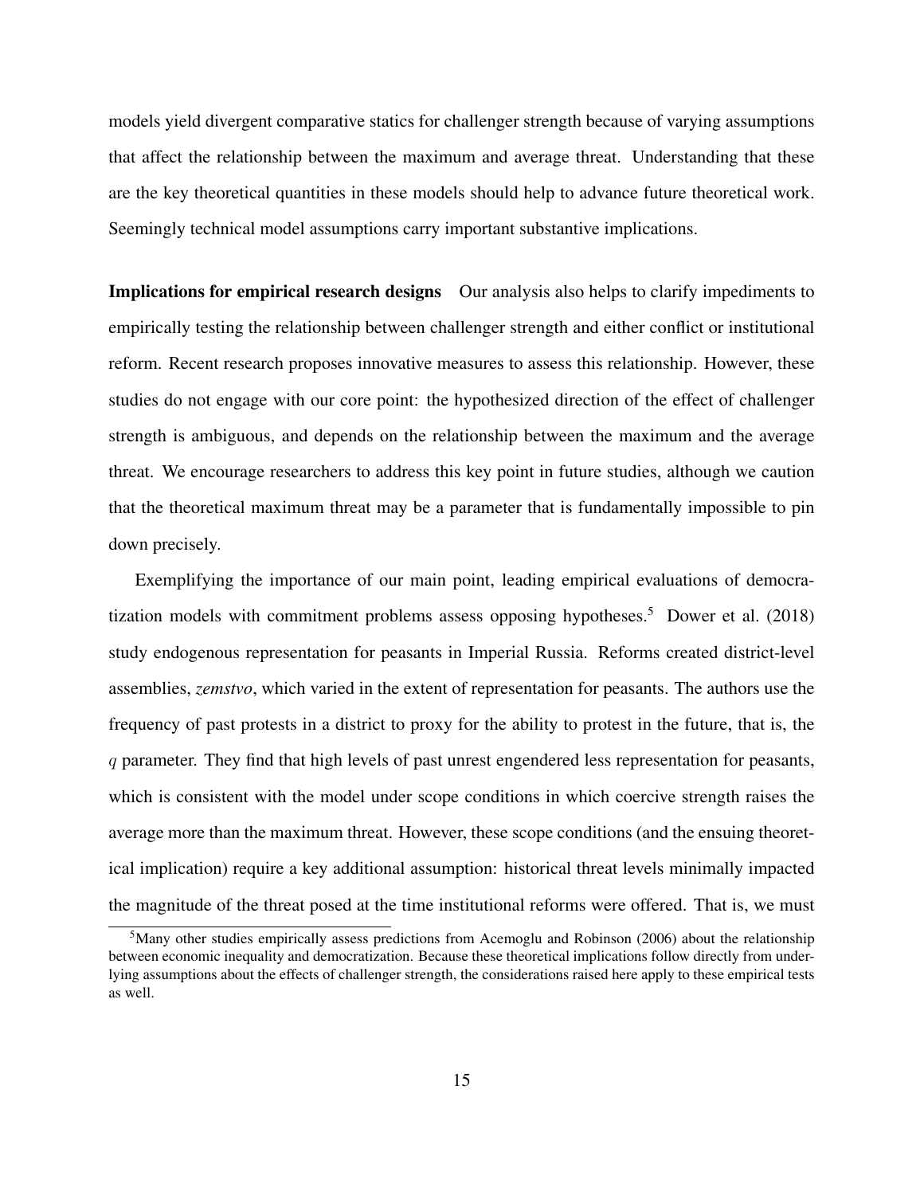models yield divergent comparative statics for challenger strength because of varying assumptions that affect the relationship between the maximum and average threat. Understanding that these are the key theoretical quantities in these models should help to advance future theoretical work. Seemingly technical model assumptions carry important substantive implications.

**Implications for empirical research designs** Our analysis also helps to clarify impediments to empirically testing the relationship between challenger strength and either conflict or institutional reform. Recent research proposes innovative measures to assess this relationship. However, these studies do not engage with our core point: the hypothesized direction of the effect of challenger strength is ambiguous, and depends on the relationship between the maximum and the average threat. We encourage researchers to address this key point in future studies, although we caution that the theoretical maximum threat may be a parameter that is fundamentally impossible to pin down precisely.

Exemplifying the importance of our main point, leading empirical evaluations of democratization models with commitment problems assess opposing hypotheses.[5] Dower et al. (2018) study endogenous representation for peasants in Imperial Russia. Reforms created district-level assemblies, *zemstvo*, which varied in the extent of representation for peasants. The authors use the frequency of past protests in a district to proxy for the ability to protest in the future, that is, the $q$ parameter. They find that high levels of past unrest engendered less representation for peasants, which is consistent with the model under scope conditions in which coercive strength raises the average more than the maximum threat. However, these scope conditions (and the ensuing theoretical implication) require a key additional assumption: historical threat levels minimally impacted the magnitude of the threat posed at the time institutional reforms were offered. That is, we must

[5] Many other studies empirically assess predictions from Acemoglu and Robinson (2006) about the relationship between economic inequality and democratization. Because these theoretical implications follow directly from underlying assumptions about the effects of challenger strength, the considerations raised here apply to these empirical tests as well.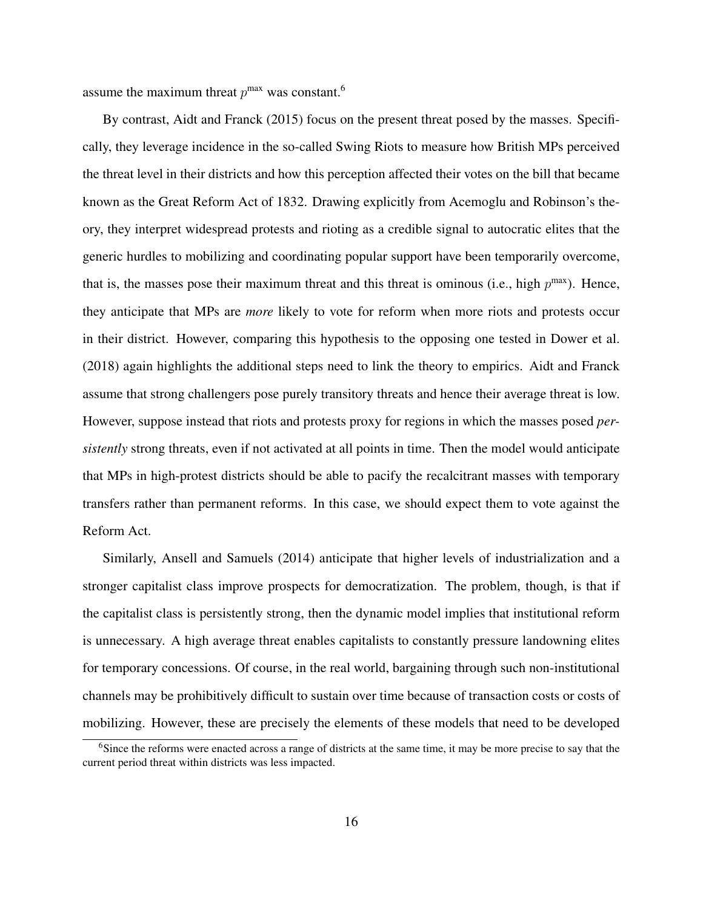assume the maximum threat $p^{\max}$ was constant.[6]

By contrast, Aidt and Franck (2015) focus on the present threat posed by the masses. Specifically, they leverage incidence in the so-called Swing Riots to measure how British MPs perceived the threat level in their districts and how this perception affected their votes on the bill that became known as the Great Reform Act of 1832. Drawing explicitly from Acemoglu and Robinson's theory, they interpret widespread protests and rioting as a credible signal to autocratic elites that the generic hurdles to mobilizing and coordinating popular support have been temporarily overcome, that is, the masses pose their maximum threat and this threat is ominous (i.e., high $p^{\max}$). Hence, they anticipate that MPs are *more* likely to vote for reform when more riots and protests occur in their district. However, comparing this hypothesis to the opposing one tested in Dower et al. (2018) again highlights the additional steps need to link the theory to empirics. Aidt and Franck assume that strong challengers pose purely transitory threats and hence their average threat is low. However, suppose instead that riots and protests proxy for regions in which the masses posed *persistently* strong threats, even if not activated at all points in time. Then the model would anticipate that MPs in high-protest districts should be able to pacify the recalcitrant masses with temporary transfers rather than permanent reforms. In this case, we should expect them to vote against the Reform Act.

Similarly, Ansell and Samuels (2014) anticipate that higher levels of industrialization and a stronger capitalist class improve prospects for democratization. The problem, though, is that if the capitalist class is persistently strong, then the dynamic model implies that institutional reform is unnecessary. A high average threat enables capitalists to constantly pressure landowning elites for temporary concessions. Of course, in the real world, bargaining through such non-institutional channels may be prohibitively difficult to sustain over time because of transaction costs or costs of mobilizing. However, these are precisely the elements of these models that need to be developed

[6] Since the reforms were enacted across a range of districts at the same time, it may be more precise to say that the current period threat within districts was less impacted.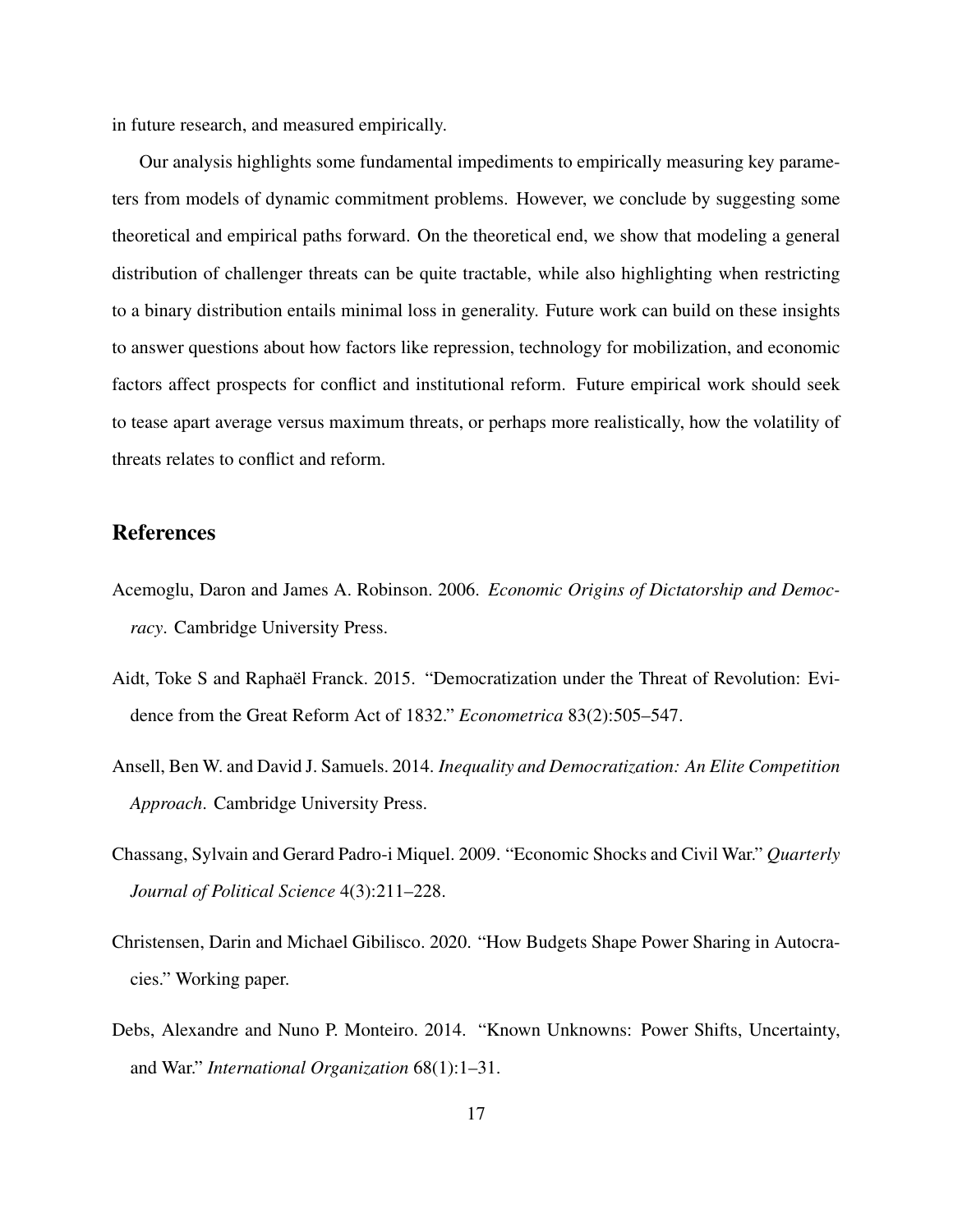in future research, and measured empirically.

Our analysis highlights some fundamental impediments to empirically measuring key parameters from models of dynamic commitment problems. However, we conclude by suggesting some theoretical and empirical paths forward. On the theoretical end, we show that modeling a general distribution of challenger threats can be quite tractable, while also highlighting when restricting to a binary distribution entails minimal loss in generality. Future work can build on these insights to answer questions about how factors like repression, technology for mobilization, and economic factors affect prospects for conflict and institutional reform. Future empirical work should seek to tease apart average versus maximum threats, or perhaps more realistically, how the volatility of threats relates to conflict and reform.

## References

Acemoglu, Daron and James A. Robinson. 2006. *Economic Origins of Dictatorship and Democracy*. Cambridge University Press.

Aidt, Toke S and Raphaël Franck. 2015. "Democratization under the Threat of Revolution: Evidence from the Great Reform Act of 1832." *Econometrica* 83(2):505–547.

Ansell, Ben W. and David J. Samuels. 2014. *Inequality and Democratization: An Elite Competition Approach*. Cambridge University Press.

Chassang, Sylvain and Gerard Padro-i Miquel. 2009. "Economic Shocks and Civil War." *Quarterly Journal of Political Science* 4(3):211–228.

Christensen, Darin and Michael Gibilisco. 2020. "How Budgets Shape Power Sharing in Autocracies." Working paper.

Debs, Alexandre and Nuno P. Monteiro. 2014. "Known Unknowns: Power Shifts, Uncertainty, and War." *International Organization* 68(1):1–31.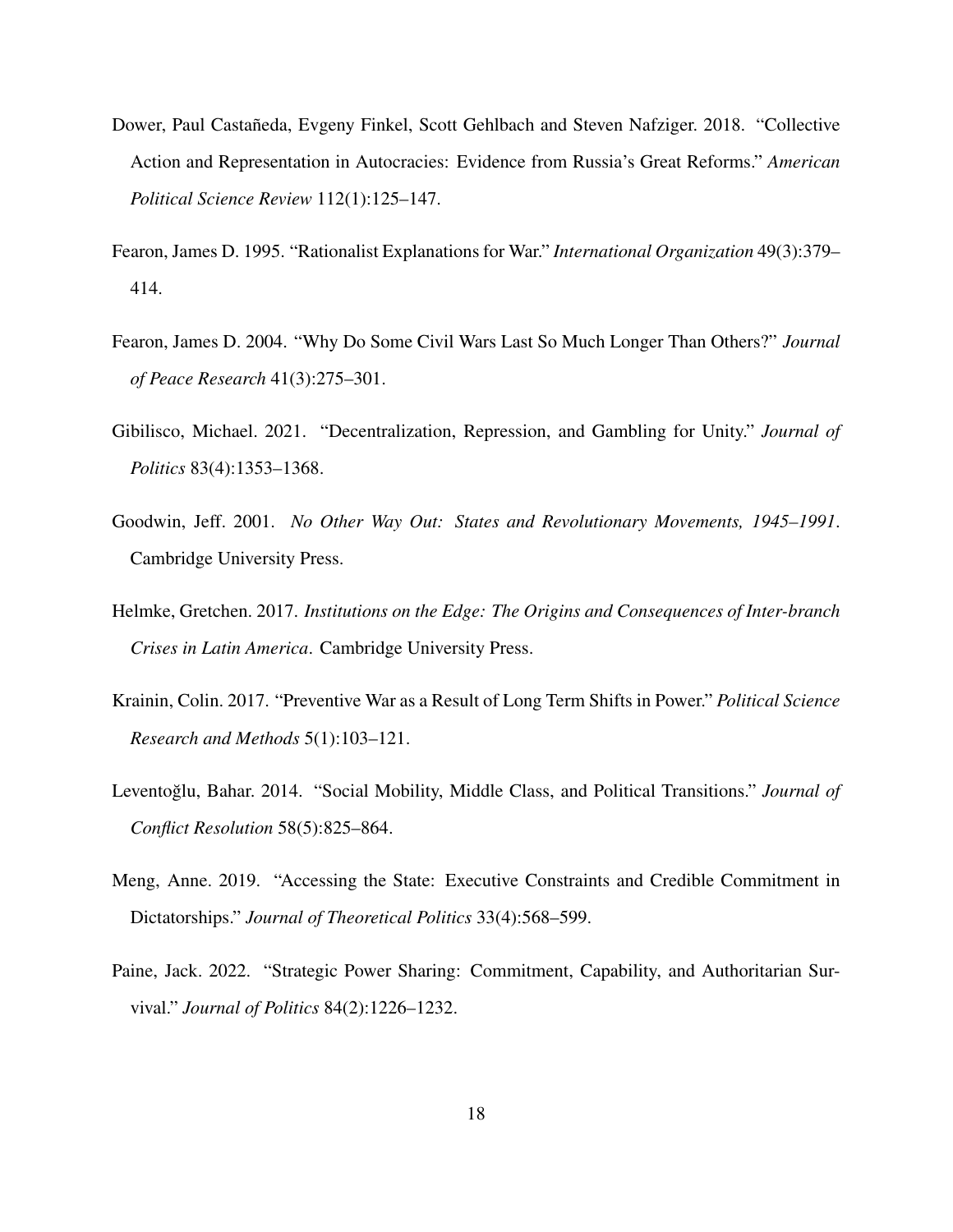Dower, Paul Castañeda, Evgeny Finkel, Scott Gehlbach and Steven Nafziger. 2018. "Collective Action and Representation in Autocracies: Evidence from Russia's Great Reforms." *American Political Science Review* 112(1):125–147.

Fearon, James D. 1995. "Rationalist Explanations for War." *International Organization* 49(3):379–414.

Fearon, James D. 2004. "Why Do Some Civil Wars Last So Much Longer Than Others?" *Journal of Peace Research* 41(3):275–301.

Gibilisco, Michael. 2021. "Decentralization, Repression, and Gambling for Unity." *Journal of Politics* 83(4):1353–1368.

Goodwin, Jeff. 2001. *No Other Way Out: States and Revolutionary Movements, 1945–1991*. Cambridge University Press.

Helmke, Gretchen. 2017. *Institutions on the Edge: The Origins and Consequences of Inter-branch Crises in Latin America*. Cambridge University Press.

Krainin, Colin. 2017. "Preventive War as a Result of Long Term Shifts in Power." *Political Science Research and Methods* 5(1):103–121.

Leventoğlu, Bahar. 2014. "Social Mobility, Middle Class, and Political Transitions." *Journal of Conflict Resolution* 58(5):825–864.

Meng, Anne. 2019. "Accessing the State: Executive Constraints and Credible Commitment in Dictatorships." *Journal of Theoretical Politics* 33(4):568–599.

Paine, Jack. 2022. "Strategic Power Sharing: Commitment, Capability, and Authoritarian Survival." *Journal of Politics* 84(2):1226–1232.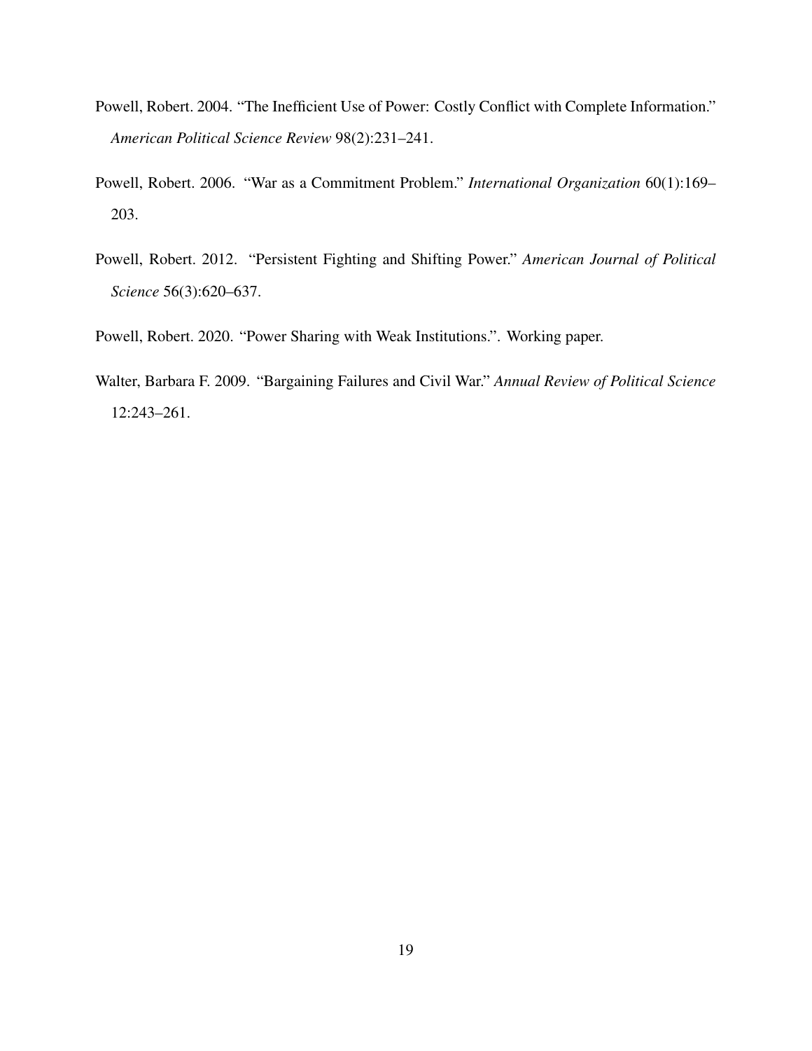Powell, Robert. 2004. "The Inefficient Use of Power: Costly Conflict with Complete Information." *American Political Science Review* 98(2):231–241.

Powell, Robert. 2006. "War as a Commitment Problem." *International Organization* 60(1):169–203.

Powell, Robert. 2012. "Persistent Fighting and Shifting Power." *American Journal of Political Science* 56(3):620–637.

Powell, Robert. 2020. "Power Sharing with Weak Institutions.". Working paper.

Walter, Barbara F. 2009. "Bargaining Failures and Civil War." *Annual Review of Political Science* 12:243–261.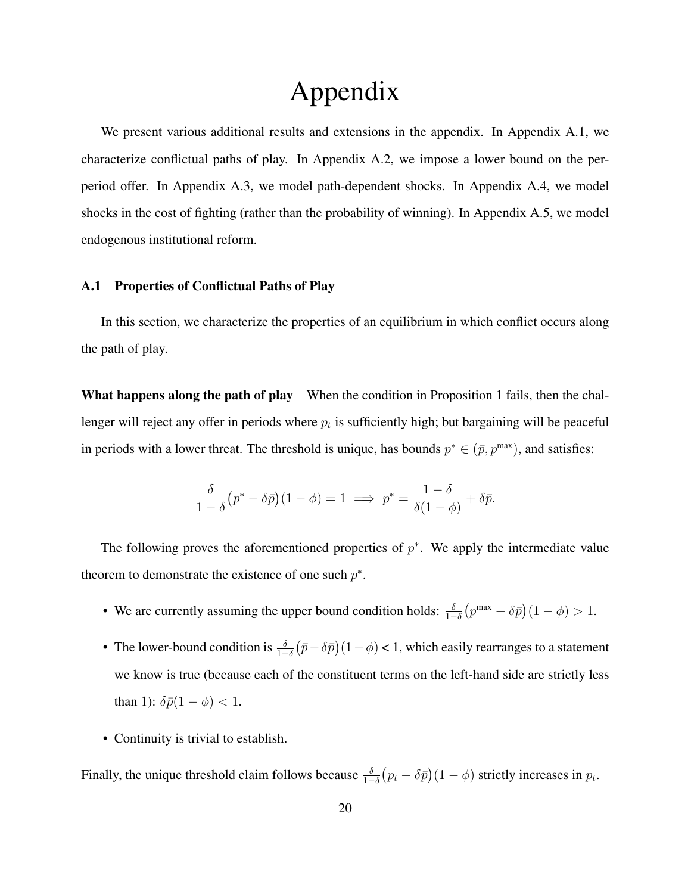# Appendix

We present various additional results and extensions in the appendix. In Appendix A.1, we characterize conflictual paths of play. In Appendix A.2, we impose a lower bound on the per-period offer. In Appendix A.3, we model path-dependent shocks. In Appendix A.4, we model shocks in the cost of fighting (rather than the probability of winning). In Appendix A.5, we model endogenous institutional reform.

### A.1 Properties of Conflictual Paths of Play

In this section, we characterize the properties of an equilibrium in which conflict occurs along the path of play.

**What happens along the path of play** When the condition in Proposition 1 fails, then the challenger will reject any offer in periods where $p_t$ is sufficiently high; but bargaining will be peaceful in periods with a lower threat. The threshold is unique, has bounds $p^* \in (\bar{p}, p^{\max})$, and satisfies:

$$\frac{\delta}{1-\delta}\big(p^* - \delta\bar{p}\big)(1-\phi) = 1 \implies p^* = \frac{1-\delta}{\delta(1-\phi)} + \delta\bar{p}.$$

The following proves the aforementioned properties of $p^*$. We apply the intermediate value theorem to demonstrate the existence of one such $p^*$.

- We are currently assuming the upper bound condition holds: $\frac{\delta}{1-\delta}\big(p^{\max} - \delta\bar{p}\big)(1-\phi) > 1$.
- The lower-bound condition is $\frac{\delta}{1-\delta}\big(\bar{p} - \delta\bar{p}\big)(1-\phi) < 1$, which easily rearranges to a statement we know is true (because each of the constituent terms on the left-hand side are strictly less than 1): $\delta\bar{p}(1-\phi) < 1$.
- Continuity is trivial to establish.

Finally, the unique threshold claim follows because $\frac{\delta}{1-\delta}\big(p_t - \delta\bar{p}\big)(1-\phi)$ strictly increases in $p_t$.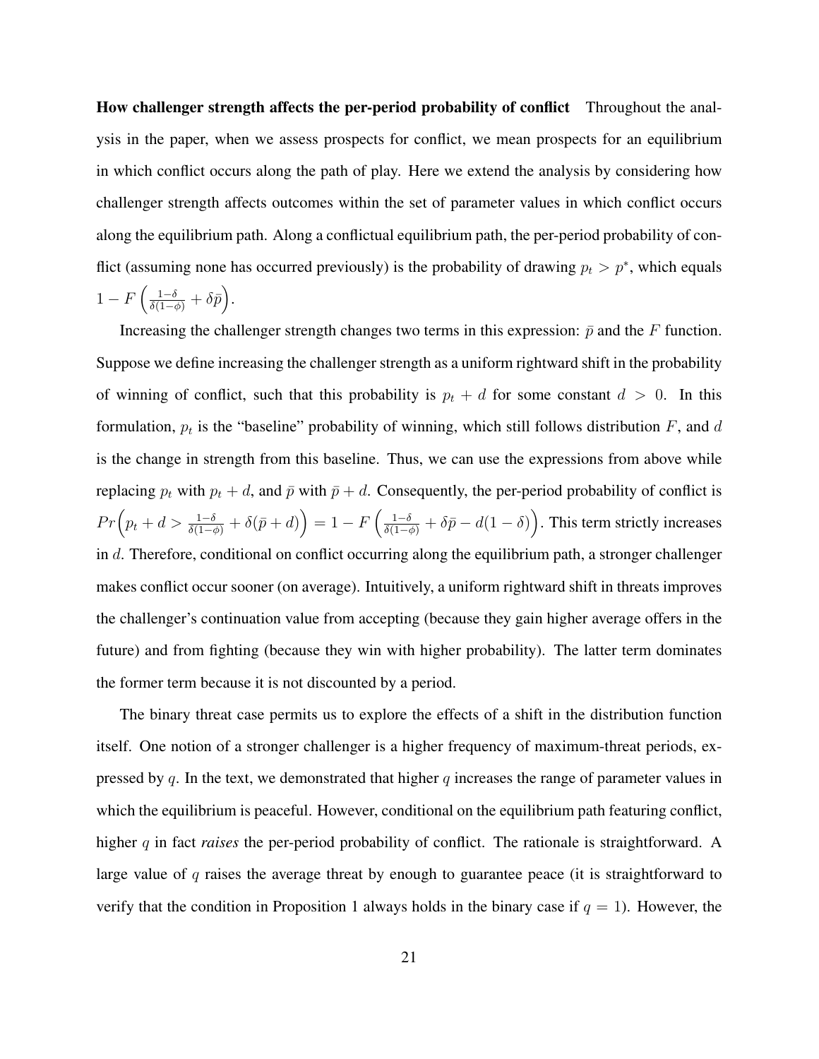**How challenger strength affects the per-period probability of conflict** Throughout the analysis in the paper, when we assess prospects for conflict, we mean prospects for an equilibrium in which conflict occurs along the path of play. Here we extend the analysis by considering how challenger strength affects outcomes within the set of parameter values in which conflict occurs along the equilibrium path. Along a conflictual equilibrium path, the per-period probability of conflict (assuming none has occurred previously) is the probability of drawing $p_t > p^*$, which equals $1 - F\left(\frac{1-\delta}{\delta(1-\phi)} + \delta\bar{p}\right)$.

Increasing the challenger strength changes two terms in this expression: $\bar{p}$ and the $F$ function. Suppose we define increasing the challenger strength as a uniform rightward shift in the probability of winning of conflict, such that this probability is $p_t + d$ for some constant $d > 0$. In this formulation, $p_t$ is the "baseline" probability of winning, which still follows distribution $F$, and $d$ is the change in strength from this baseline. Thus, we can use the expressions from above while replacing $p_t$ with $p_t + d$, and $\bar{p}$ with $\bar{p} + d$. Consequently, the per-period probability of conflict is $Pr\left(p_t + d > \frac{1-\delta}{\delta(1-\phi)} + \delta(\bar{p} + d)\right) = 1 - F\left(\frac{1-\delta}{\delta(1-\phi)} + \delta\bar{p} - d(1-\delta)\right)$. This term strictly increases in $d$. Therefore, conditional on conflict occurring along the equilibrium path, a stronger challenger makes conflict occur sooner (on average). Intuitively, a uniform rightward shift in threats improves the challenger's continuation value from accepting (because they gain higher average offers in the future) and from fighting (because they win with higher probability). The latter term dominates the former term because it is not discounted by a period.

The binary threat case permits us to explore the effects of a shift in the distribution function itself. One notion of a stronger challenger is a higher frequency of maximum-threat periods, expressed by $q$. In the text, we demonstrated that higher $q$ increases the range of parameter values in which the equilibrium is peaceful. However, conditional on the equilibrium path featuring conflict, higher $q$ in fact *raises* the per-period probability of conflict. The rationale is straightforward. A large value of $q$ raises the average threat by enough to guarantee peace (it is straightforward to verify that the condition in Proposition 1 always holds in the binary case if $q = 1$). However, the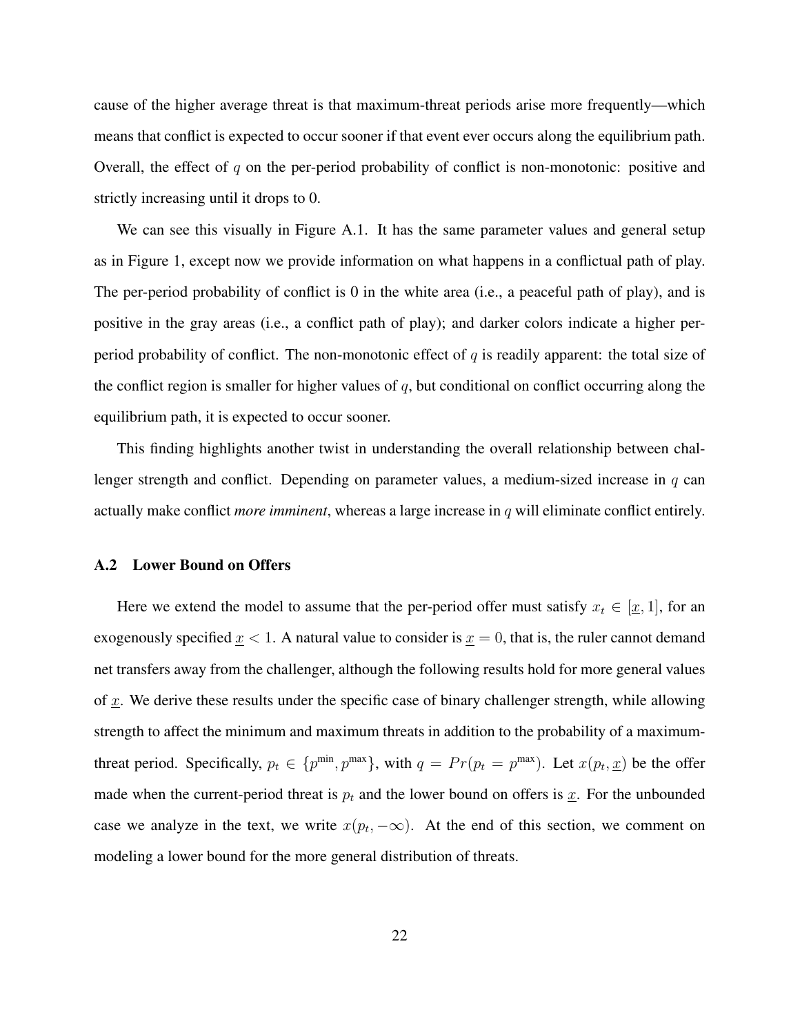cause of the higher average threat is that maximum-threat periods arise more frequently—which means that conflict is expected to occur sooner if that event ever occurs along the equilibrium path. Overall, the effect of $q$ on the per-period probability of conflict is non-monotonic: positive and strictly increasing until it drops to 0.

We can see this visually in Figure A.1. It has the same parameter values and general setup as in Figure 1, except now we provide information on what happens in a conflictual path of play. The per-period probability of conflict is 0 in the white area (i.e., a peaceful path of play), and is positive in the gray areas (i.e., a conflict path of play); and darker colors indicate a higher per-period probability of conflict. The non-monotonic effect of $q$ is readily apparent: the total size of the conflict region is smaller for higher values of $q$, but conditional on conflict occurring along the equilibrium path, it is expected to occur sooner.

This finding highlights another twist in understanding the overall relationship between challenger strength and conflict. Depending on parameter values, a medium-sized increase in $q$ can actually make conflict *more imminent*, whereas a large increase in $q$ will eliminate conflict entirely.

### A.2 Lower Bound on Offers

Here we extend the model to assume that the per-period offer must satisfy $x_t \in [\underline{x}, 1]$, for an exogenously specified $\underline{x} < 1$. A natural value to consider is $\underline{x} = 0$, that is, the ruler cannot demand net transfers away from the challenger, although the following results hold for more general values of $\underline{x}$. We derive these results under the specific case of binary challenger strength, while allowing strength to affect the minimum and maximum threats in addition to the probability of a maximum-threat period. Specifically, $p_t \in \{p^{\text{min}}, p^{\text{max}}\}$, with $q = Pr(p_t = p^{\text{max}})$. Let $x(p_t, \underline{x})$ be the offer made when the current-period threat is $p_t$ and the lower bound on offers is $\underline{x}$. For the unbounded case we analyze in the text, we write $x(p_t, -\infty)$. At the end of this section, we comment on modeling a lower bound for the more general distribution of threats.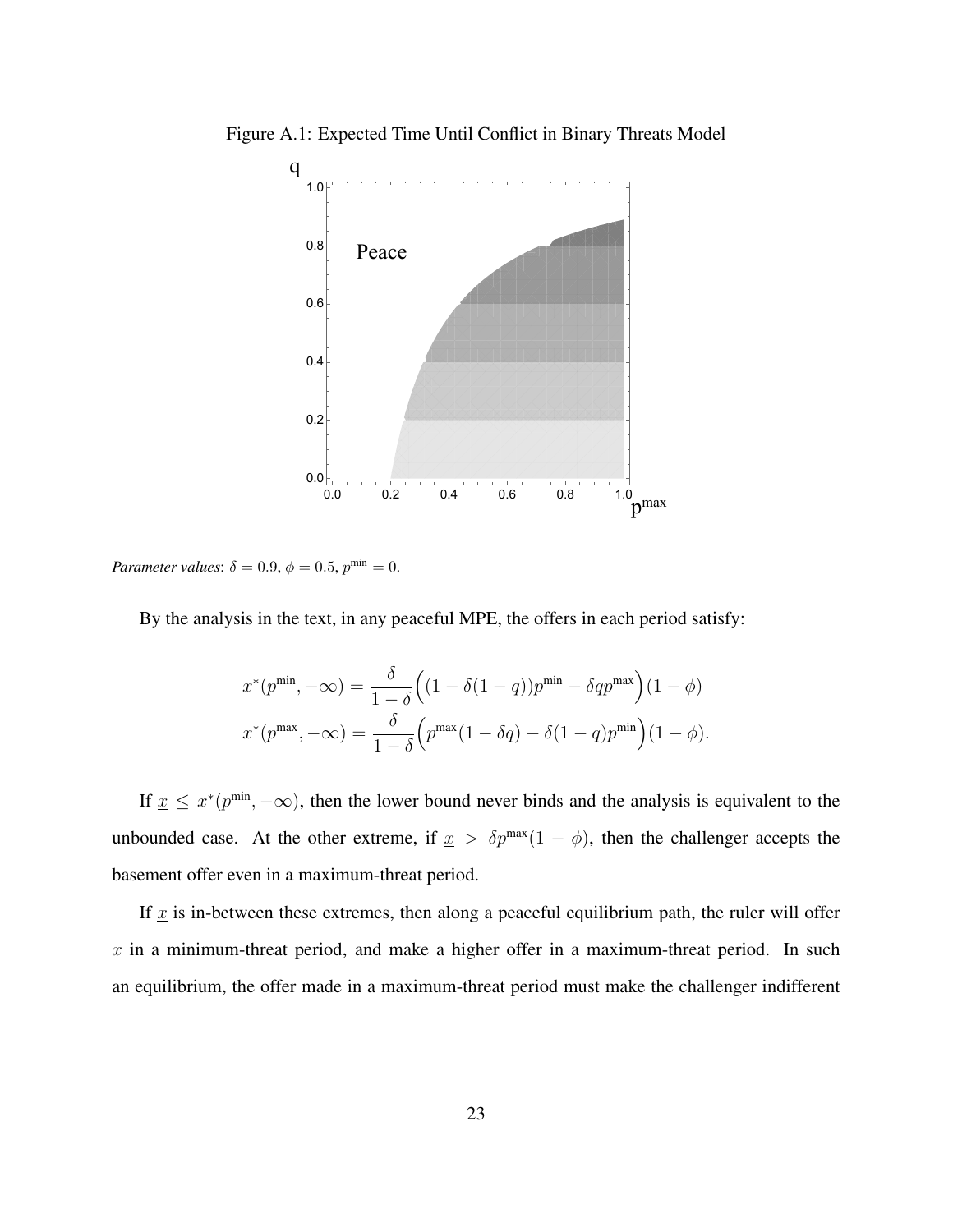Figure A.1: Expected Time Until Conflict in Binary Threats Model

*Parameter values*: $\delta = 0.9$, $\phi = 0.5$, $p^{\min} = 0$.

By the analysis in the text, in any peaceful MPE, the offers in each period satisfy:

$$x^*(p^{\min}, -\infty) = \frac{\delta}{1-\delta}\Big((1 - \delta(1-q))p^{\min} - \delta q p^{\max}\Big)(1-\phi)$$
$$x^*(p^{\max}, -\infty) = \frac{\delta}{1-\delta}\Big(p^{\max}(1 - \delta q) - \delta(1-q)p^{\min}\Big)(1-\phi).$$

If $\underline{x} \leq x^*(p^{\min}, -\infty)$, then the lower bound never binds and the analysis is equivalent to the unbounded case. At the other extreme, if $\underline{x} > \delta p^{\max}(1-\phi)$, then the challenger accepts the basement offer even in a maximum-threat period.

If $\underline{x}$ is in-between these extremes, then along a peaceful equilibrium path, the ruler will offer $\underline{x}$ in a minimum-threat period, and make a higher offer in a maximum-threat period. In such an equilibrium, the offer made in a maximum-threat period must make the challenger indifferent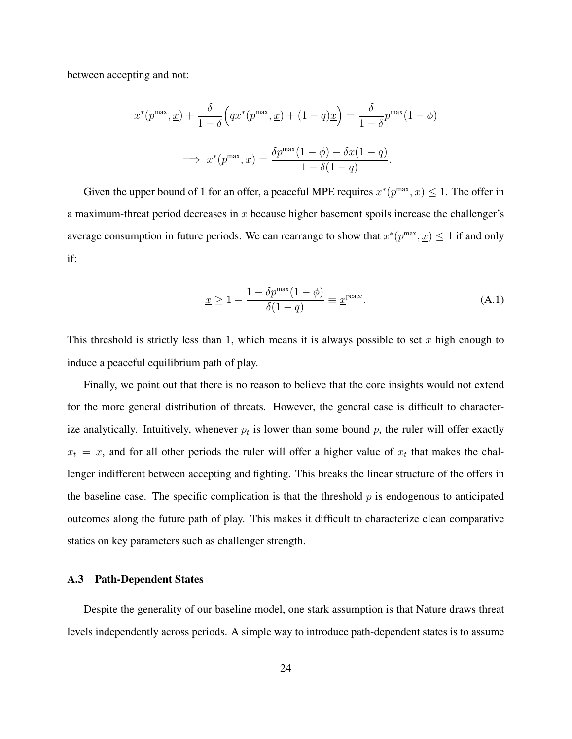between accepting and not:

$$x^*(p^{\max}, \underline{x}) + \frac{\delta}{1-\delta}\Big(qx^*(p^{\max}, \underline{x}) + (1-q)\underline{x}\Big) = \frac{\delta}{1-\delta}p^{\max}(1-\phi)$$

$$\implies x^*(p^{\max}, \underline{x}) = \frac{\delta p^{\max}(1-\phi) - \delta \underline{x}(1-q)}{1-\delta(1-q)}.$$

Given the upper bound of 1 for an offer, a peaceful MPE requires $x^*(p^{\max}, \underline{x}) \leq 1$. The offer in a maximum-threat period decreases in $\underline{x}$ because higher basement spoils increase the challenger's average consumption in future periods. We can rearrange to show that $x^*(p^{\max}, \underline{x}) \leq 1$ if and only if:

$$\underline{x} \geq 1 - \frac{1 - \delta p^{\max}(1-\phi)}{\delta(1-q)} \equiv \underline{x}^{\text{peace}}. \tag{A.1}$$

This threshold is strictly less than 1, which means it is always possible to set $\underline{x}$ high enough to induce a peaceful equilibrium path of play.

Finally, we point out that there is no reason to believe that the core insights would not extend for the more general distribution of threats. However, the general case is difficult to characterize analytically. Intuitively, whenever $p_t$ is lower than some bound $\underline{p}$, the ruler will offer exactly $x_t = \underline{x}$, and for all other periods the ruler will offer a higher value of $x_t$ that makes the challenger indifferent between accepting and fighting. This breaks the linear structure of the offers in the baseline case. The specific complication is that the threshold $\underline{p}$ is endogenous to anticipated outcomes along the future path of play. This makes it difficult to characterize clean comparative statics on key parameters such as challenger strength.

### A.3 Path-Dependent States

Despite the generality of our baseline model, one stark assumption is that Nature draws threat levels independently across periods. A simple way to introduce path-dependent states is to assume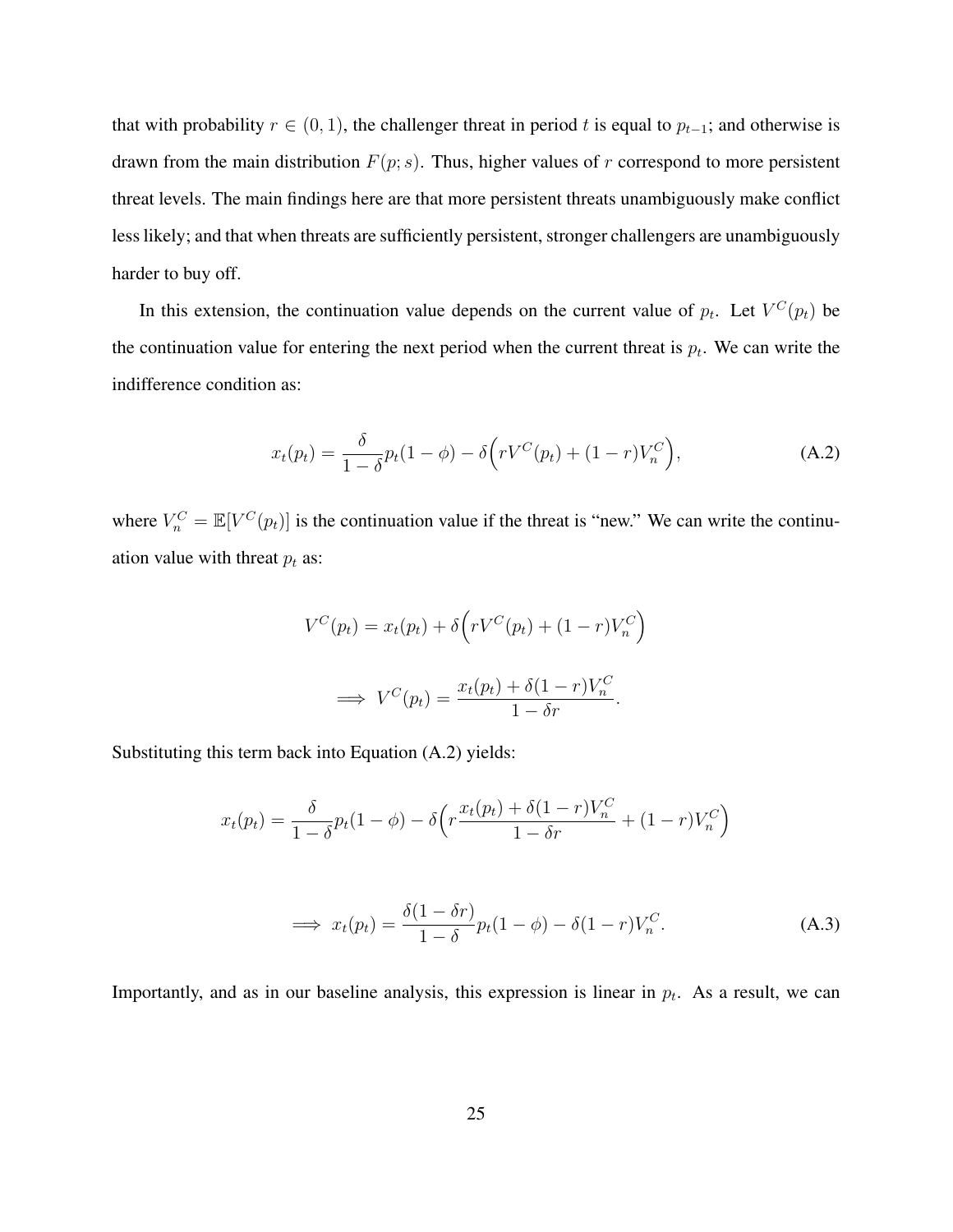that with probability $r \in (0, 1)$, the challenger threat in period $t$ is equal to $p_{t-1}$; and otherwise is drawn from the main distribution $F(p; s)$. Thus, higher values of $r$ correspond to more persistent threat levels. The main findings here are that more persistent threats unambiguously make conflict less likely; and that when threats are sufficiently persistent, stronger challengers are unambiguously harder to buy off.

In this extension, the continuation value depends on the current value of $p_t$. Let $V^C(p_t)$ be the continuation value for entering the next period when the current threat is $p_t$. We can write the indifference condition as:

$$x_t(p_t) = \frac{\delta}{1-\delta} p_t(1-\phi) - \delta\Big(rV^C(p_t) + (1-r)V_n^C\Big), \tag{A.2}$$

where $V_n^C = \mathbb{E}[V^C(p_t)]$ is the continuation value if the threat is "new." We can write the continuation value with threat $p_t$ as:

$$V^C(p_t) = x_t(p_t) + \delta\Big(rV^C(p_t) + (1-r)V_n^C\Big)$$

$$\implies V^C(p_t) = \frac{x_t(p_t) + \delta(1-r)V_n^C}{1-\delta r}.$$

Substituting this term back into Equation (A.2) yields:

$$x_t(p_t) = \frac{\delta}{1-\delta} p_t(1-\phi) - \delta\Big(r\frac{x_t(p_t) + \delta(1-r)V_n^C}{1-\delta r} + (1-r)V_n^C\Big)$$

$$\implies x_t(p_t) = \frac{\delta(1-\delta r)}{1-\delta} p_t(1-\phi) - \delta(1-r)V_n^C. \tag{A.3}$$

Importantly, and as in our baseline analysis, this expression is linear in $p_t$. As a result, we can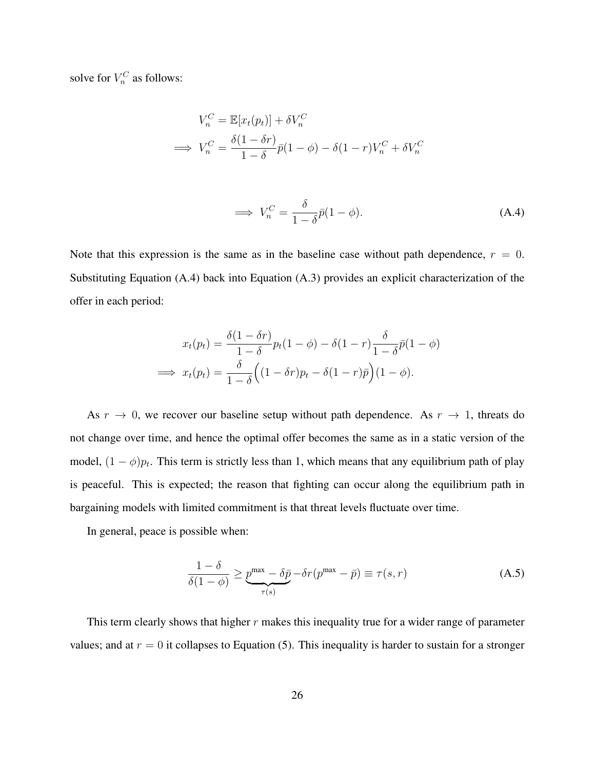solve for $V_n^C$ as follows:

$$
\begin{aligned}
V_n^C &= \mathbb{E}[x_t(p_t)] + \delta V_n^C \\
\implies V_n^C &= \frac{\delta(1-\delta r)}{1-\delta}\bar{p}(1-\phi) - \delta(1-r)V_n^C + \delta V_n^C
\end{aligned}
$$

$$
\implies V_n^C = \frac{\delta}{1-\delta}\bar{p}(1-\phi). \tag{A.4}
$$

Note that this expression is the same as in the baseline case without path dependence, $r = 0$. Substituting Equation (A.4) back into Equation (A.3) provides an explicit characterization of the offer in each period:

$$
\begin{aligned}
x_t(p_t) &= \frac{\delta(1-\delta r)}{1-\delta}p_t(1-\phi) - \delta(1-r)\frac{\delta}{1-\delta}\bar{p}(1-\phi) \\
\implies x_t(p_t) &= \frac{\delta}{1-\delta}\Big((1-\delta r)p_t - \delta(1-r)\bar{p}\Big)(1-\phi).
\end{aligned}
$$

As $r \to 0$, we recover our baseline setup without path dependence. As $r \to 1$, threats do not change over time, and hence the optimal offer becomes the same as in a static version of the model, $(1-\phi)p_t$. This term is strictly less than 1, which means that any equilibrium path of play is peaceful. This is expected; the reason that fighting can occur along the equilibrium path in bargaining models with limited commitment is that threat levels fluctuate over time.

In general, peace is possible when:

$$
\frac{1-\delta}{\delta(1-\phi)} \geq \underbrace{p^{\max} - \delta\bar{p}}_{\tau(s)} - \delta r(p^{\max} - \bar{p}) \equiv \tau(s, r) \tag{A.5}
$$

This term clearly shows that higher $r$ makes this inequality true for a wider range of parameter values; and at $r = 0$ it collapses to Equation (5). This inequality is harder to sustain for a stronger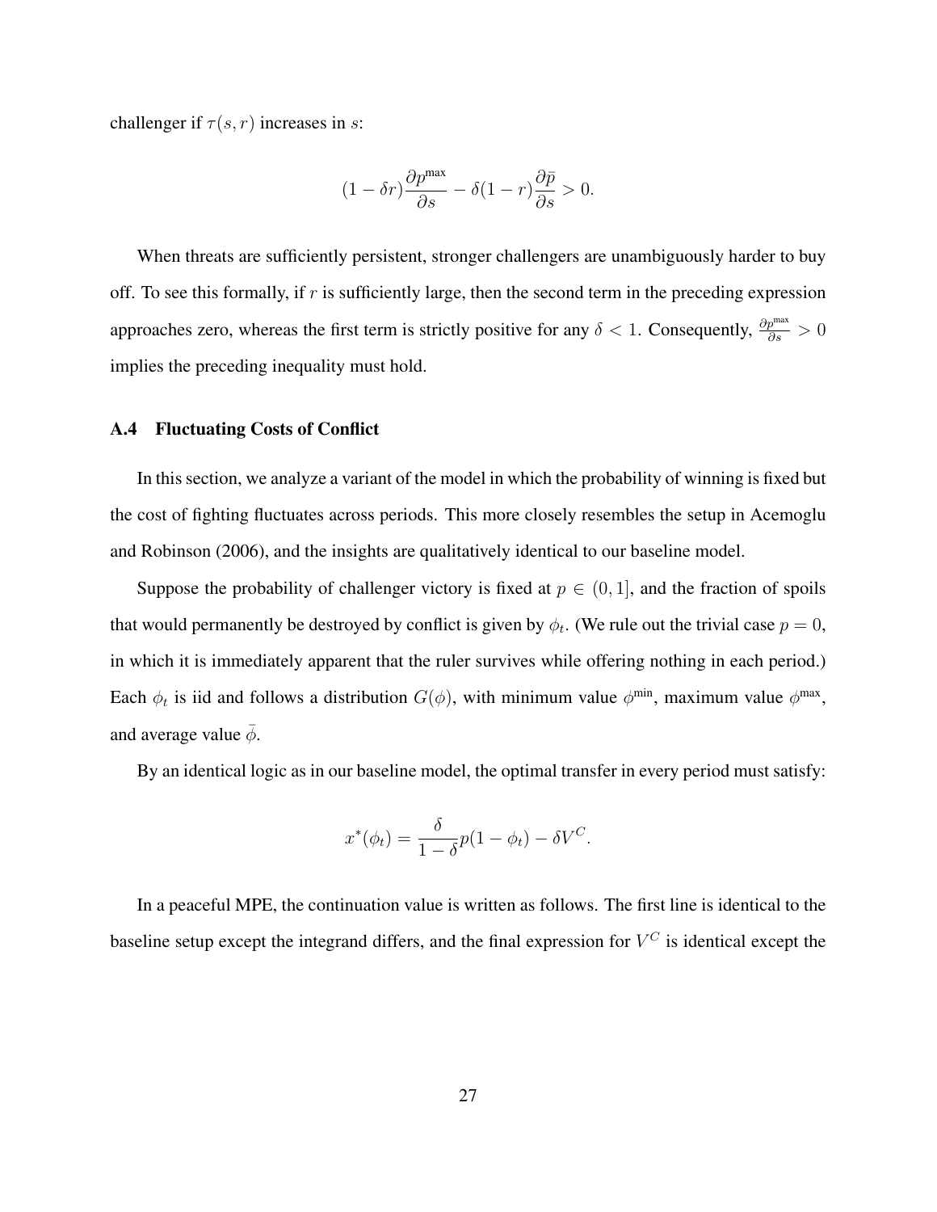challenger if $\tau(s, r)$ increases in $s$:

$$(1 - \delta r)\frac{\partial p^{\max}}{\partial s} - \delta(1 - r)\frac{\partial \bar{p}}{\partial s} > 0.$$

When threats are sufficiently persistent, stronger challengers are unambiguously harder to buy off. To see this formally, if $r$ is sufficiently large, then the second term in the preceding expression approaches zero, whereas the first term is strictly positive for any $\delta < 1$. Consequently, $\frac{\partial p^{\max}}{\partial s} > 0$ implies the preceding inequality must hold.

### A.4 Fluctuating Costs of Conflict

In this section, we analyze a variant of the model in which the probability of winning is fixed but the cost of fighting fluctuates across periods. This more closely resembles the setup in Acemoglu and Robinson (2006), and the insights are qualitatively identical to our baseline model.

Suppose the probability of challenger victory is fixed at $p \in (0, 1]$, and the fraction of spoils that would permanently be destroyed by conflict is given by $\phi_t$. (We rule out the trivial case $p = 0$, in which it is immediately apparent that the ruler survives while offering nothing in each period.) Each $\phi_t$ is iid and follows a distribution $G(\phi)$, with minimum value $\phi^{\min}$, maximum value $\phi^{\max}$, and average value $\bar{\phi}$.

By an identical logic as in our baseline model, the optimal transfer in every period must satisfy:

$$x^*(\phi_t) = \frac{\delta}{1 - \delta} p(1 - \phi_t) - \delta V^C.$$

In a peaceful MPE, the continuation value is written as follows. The first line is identical to the baseline setup except the integrand differs, and the final expression for $V^C$ is identical except the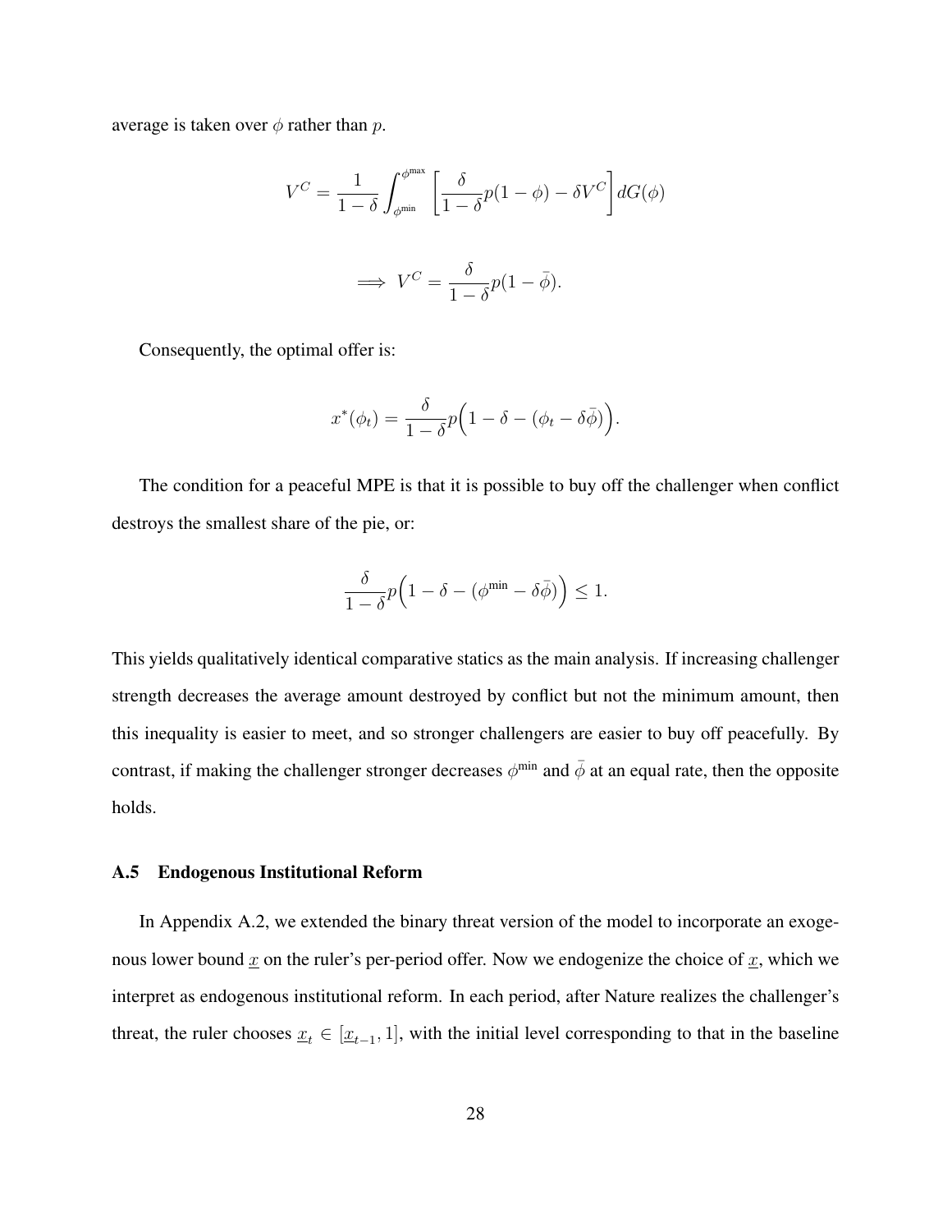average is taken over $\phi$ rather than $p$.

$$V^C = \frac{1}{1-\delta} \int_{\phi^{\min}}^{\phi^{\max}} \left[ \frac{\delta}{1-\delta} p(1-\phi) - \delta V^C \right] dG(\phi)$$

$$\implies V^C = \frac{\delta}{1-\delta} p(1-\bar{\phi}).$$

Consequently, the optimal offer is:

$$x^*(\phi_t) = \frac{\delta}{1-\delta} p \Big( 1 - \delta - (\phi_t - \delta\bar{\phi}) \Big).$$

The condition for a peaceful MPE is that it is possible to buy off the challenger when conflict destroys the smallest share of the pie, or:

$$\frac{\delta}{1-\delta} p \Big( 1 - \delta - (\phi^{\min} - \delta\bar{\phi}) \Big) \leq 1.$$

This yields qualitatively identical comparative statics as the main analysis. If increasing challenger strength decreases the average amount destroyed by conflict but not the minimum amount, then this inequality is easier to meet, and so stronger challengers are easier to buy off peacefully. By contrast, if making the challenger stronger decreases $\phi^{\min}$ and $\bar{\phi}$ at an equal rate, then the opposite holds.

### A.5 Endogenous Institutional Reform

In Appendix A.2, we extended the binary threat version of the model to incorporate an exogenous lower bound $\underline{x}$ on the ruler's per-period offer. Now we endogenize the choice of $\underline{x}$, which we interpret as endogenous institutional reform. In each period, after Nature realizes the challenger's threat, the ruler chooses $\underline{x}_t \in [\underline{x}_{t-1}, 1]$, with the initial level corresponding to that in the baseline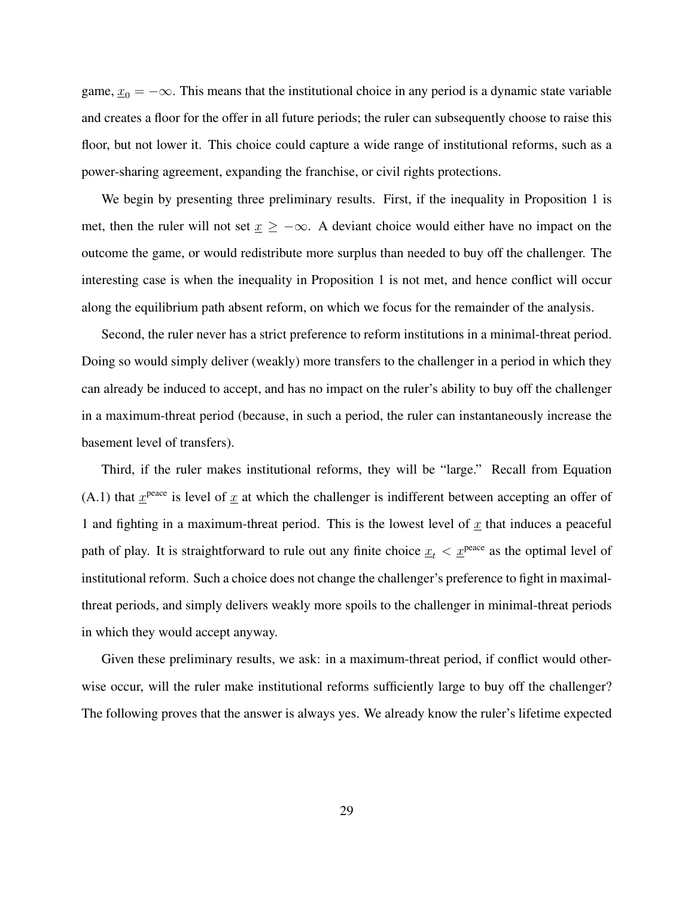game, $\underline{x}_0 = -\infty$. This means that the institutional choice in any period is a dynamic state variable and creates a floor for the offer in all future periods; the ruler can subsequently choose to raise this floor, but not lower it. This choice could capture a wide range of institutional reforms, such as a power-sharing agreement, expanding the franchise, or civil rights protections.

We begin by presenting three preliminary results. First, if the inequality in Proposition 1 is met, then the ruler will not set $\underline{x} \geq -\infty$. A deviant choice would either have no impact on the outcome the game, or would redistribute more surplus than needed to buy off the challenger. The interesting case is when the inequality in Proposition 1 is not met, and hence conflict will occur along the equilibrium path absent reform, on which we focus for the remainder of the analysis.

Second, the ruler never has a strict preference to reform institutions in a minimal-threat period. Doing so would simply deliver (weakly) more transfers to the challenger in a period in which they can already be induced to accept, and has no impact on the ruler's ability to buy off the challenger in a maximum-threat period (because, in such a period, the ruler can instantaneously increase the basement level of transfers).

Third, if the ruler makes institutional reforms, they will be "large." Recall from Equation (A.1) that $\underline{x}^{\text{peace}}$ is level of $\underline{x}$ at which the challenger is indifferent between accepting an offer of 1 and fighting in a maximum-threat period. This is the lowest level of $\underline{x}$ that induces a peaceful path of play. It is straightforward to rule out any finite choice $\underline{x}_t < \underline{x}^{\text{peace}}$ as the optimal level of institutional reform. Such a choice does not change the challenger's preference to fight in maximal-threat periods, and simply delivers weakly more spoils to the challenger in minimal-threat periods in which they would accept anyway.

Given these preliminary results, we ask: in a maximum-threat period, if conflict would otherwise occur, will the ruler make institutional reforms sufficiently large to buy off the challenger? The following proves that the answer is always yes. We already know the ruler's lifetime expected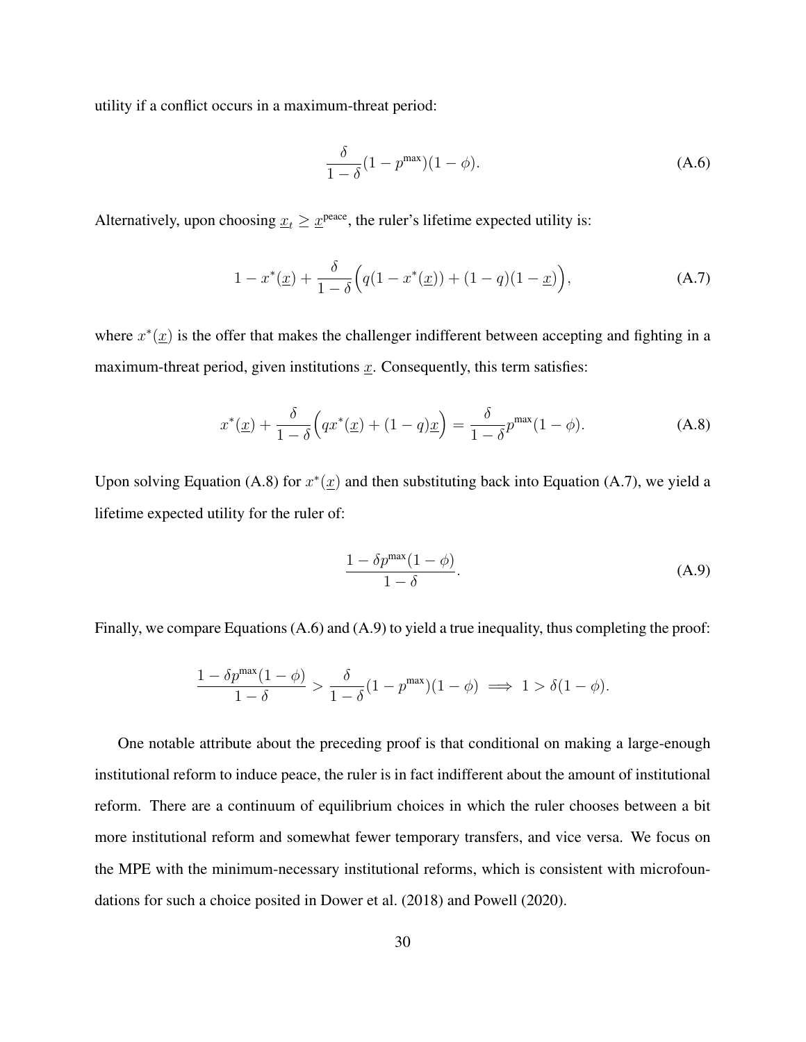utility if a conflict occurs in a maximum-threat period:

$$\frac{\delta}{1-\delta}(1-p^{\max})(1-\phi). \tag{A.6}$$

Alternatively, upon choosing $\underline{x}_t \geq \underline{x}^{\text{peace}}$, the ruler's lifetime expected utility is:

$$1 - x^*(\underline{x}) + \frac{\delta}{1-\delta}\Big(q(1-x^*(\underline{x})) + (1-q)(1-\underline{x})\Big), \tag{A.7}$$

where $x^*(\underline{x})$ is the offer that makes the challenger indifferent between accepting and fighting in a maximum-threat period, given institutions $\underline{x}$. Consequently, this term satisfies:

$$x^*(\underline{x}) + \frac{\delta}{1-\delta}\Big(qx^*(\underline{x}) + (1-q)\underline{x}\Big) = \frac{\delta}{1-\delta}p^{\max}(1-\phi). \tag{A.8}$$

Upon solving Equation (A.8) for $x^*(\underline{x})$ and then substituting back into Equation (A.7), we yield a lifetime expected utility for the ruler of:

$$\frac{1-\delta p^{\max}(1-\phi)}{1-\delta}. \tag{A.9}$$

Finally, we compare Equations (A.6) and (A.9) to yield a true inequality, thus completing the proof:

$$\frac{1-\delta p^{\max}(1-\phi)}{1-\delta} > \frac{\delta}{1-\delta}(1-p^{\max})(1-\phi) \implies 1 > \delta(1-\phi).$$

One notable attribute about the preceding proof is that conditional on making a large-enough institutional reform to induce peace, the ruler is in fact indifferent about the amount of institutional reform. There are a continuum of equilibrium choices in which the ruler chooses between a bit more institutional reform and somewhat fewer temporary transfers, and vice versa. We focus on the MPE with the minimum-necessary institutional reforms, which is consistent with microfoundations for such a choice posited in Dower et al. (2018) and Powell (2020).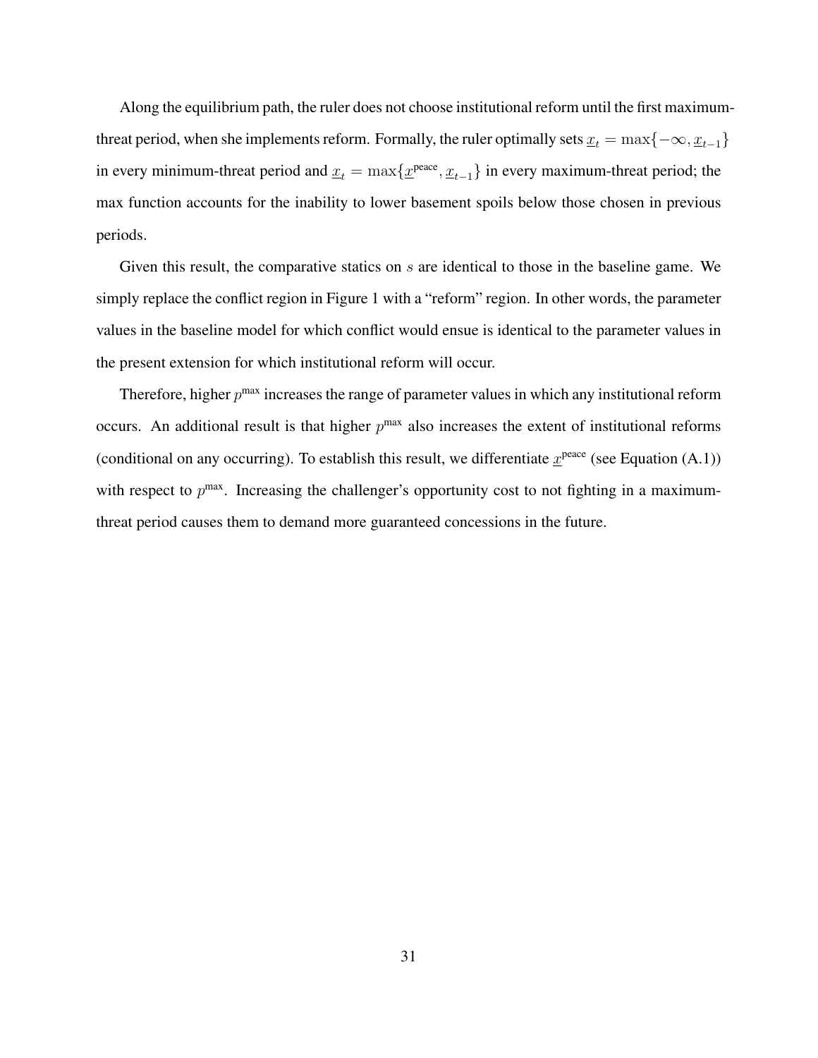Along the equilibrium path, the ruler does not choose institutional reform until the first maximum-threat period, when she implements reform. Formally, the ruler optimally sets $\underline{x}_t = \max\{-\infty, \underline{x}_{t-1}\}$ in every minimum-threat period and $\underline{x}_t = \max\{\underline{x}^{\text{peace}}, \underline{x}_{t-1}\}$ in every maximum-threat period; the max function accounts for the inability to lower basement spoils below those chosen in previous periods.

Given this result, the comparative statics on $s$ are identical to those in the baseline game. We simply replace the conflict region in Figure 1 with a "reform" region. In other words, the parameter values in the baseline model for which conflict would ensue is identical to the parameter values in the present extension for which institutional reform will occur.

Therefore, higher $p^{\text{max}}$ increases the range of parameter values in which any institutional reform occurs. An additional result is that higher $p^{\text{max}}$ also increases the extent of institutional reforms (conditional on any occurring). To establish this result, we differentiate $\underline{x}^{\text{peace}}$ (see Equation (A.1)) with respect to $p^{\text{max}}$. Increasing the challenger's opportunity cost to not fighting in a maximum-threat period causes them to demand more guaranteed concessions in the future.